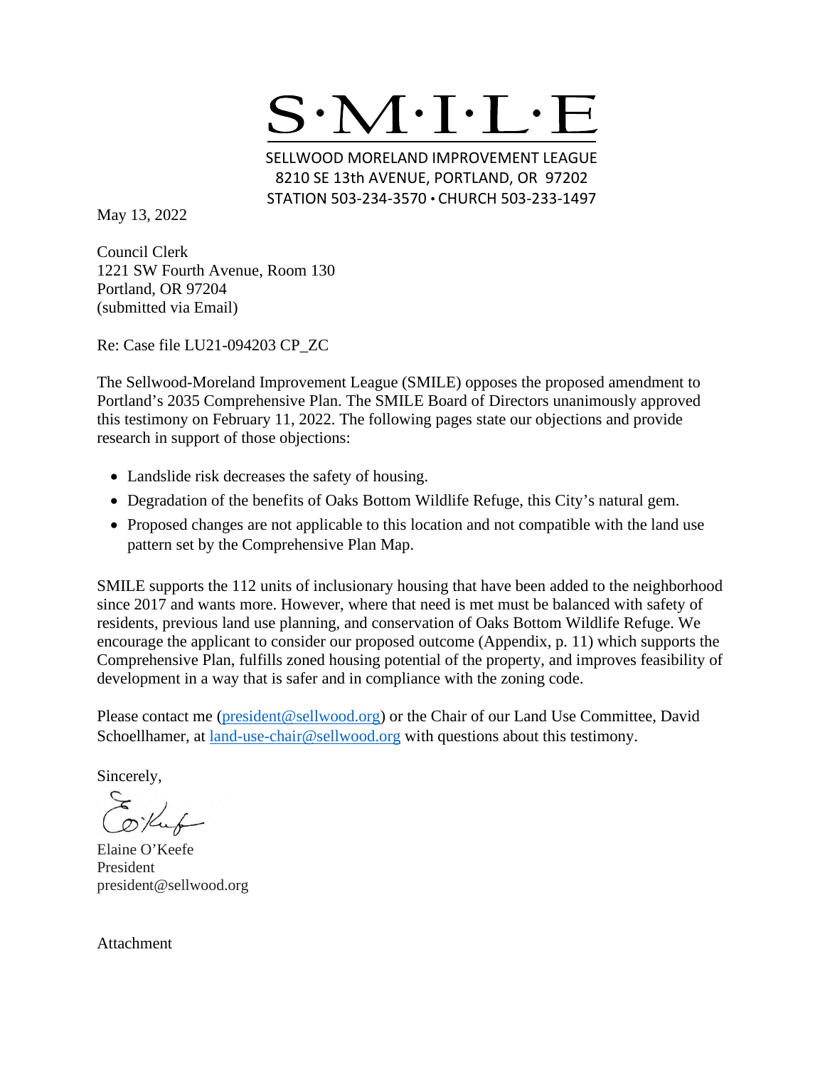# S·M·I·L·E

SELLWOOD MORELAND IMPROVEMENT LEAGUE
8210 SE 13th AVENUE, PORTLAND, OR 97202
STATION 503-234-3570 • CHURCH 503-233-1497

May 13, 2022

Council Clerk
1221 SW Fourth Avenue, Room 130
Portland, OR 97204
(submitted via Email)

Re: Case file LU21-094203 CP_ZC

The Sellwood-Moreland Improvement League (SMILE) opposes the proposed amendment to Portland's 2035 Comprehensive Plan. The SMILE Board of Directors unanimously approved this testimony on February 11, 2022. The following pages state our objections and provide research in support of those objections:

- Landslide risk decreases the safety of housing.
- Degradation of the benefits of Oaks Bottom Wildlife Refuge, this City's natural gem.
- Proposed changes are not applicable to this location and not compatible with the land use pattern set by the Comprehensive Plan Map.

SMILE supports the 112 units of inclusionary housing that have been added to the neighborhood since 2017 and wants more. However, where that need is met must be balanced with safety of residents, previous land use planning, and conservation of Oaks Bottom Wildlife Refuge. We encourage the applicant to consider our proposed outcome (Appendix, p. 11) which supports the Comprehensive Plan, fulfills zoned housing potential of the property, and improves feasibility of development in a way that is safer and in compliance with the zoning code.

Please contact me (president@sellwood.org) or the Chair of our Land Use Committee, David Schoellhamer, at land-use-chair@sellwood.org with questions about this testimony.

Sincerely,

Elaine O'Keefe
President
president@sellwood.org

Attachment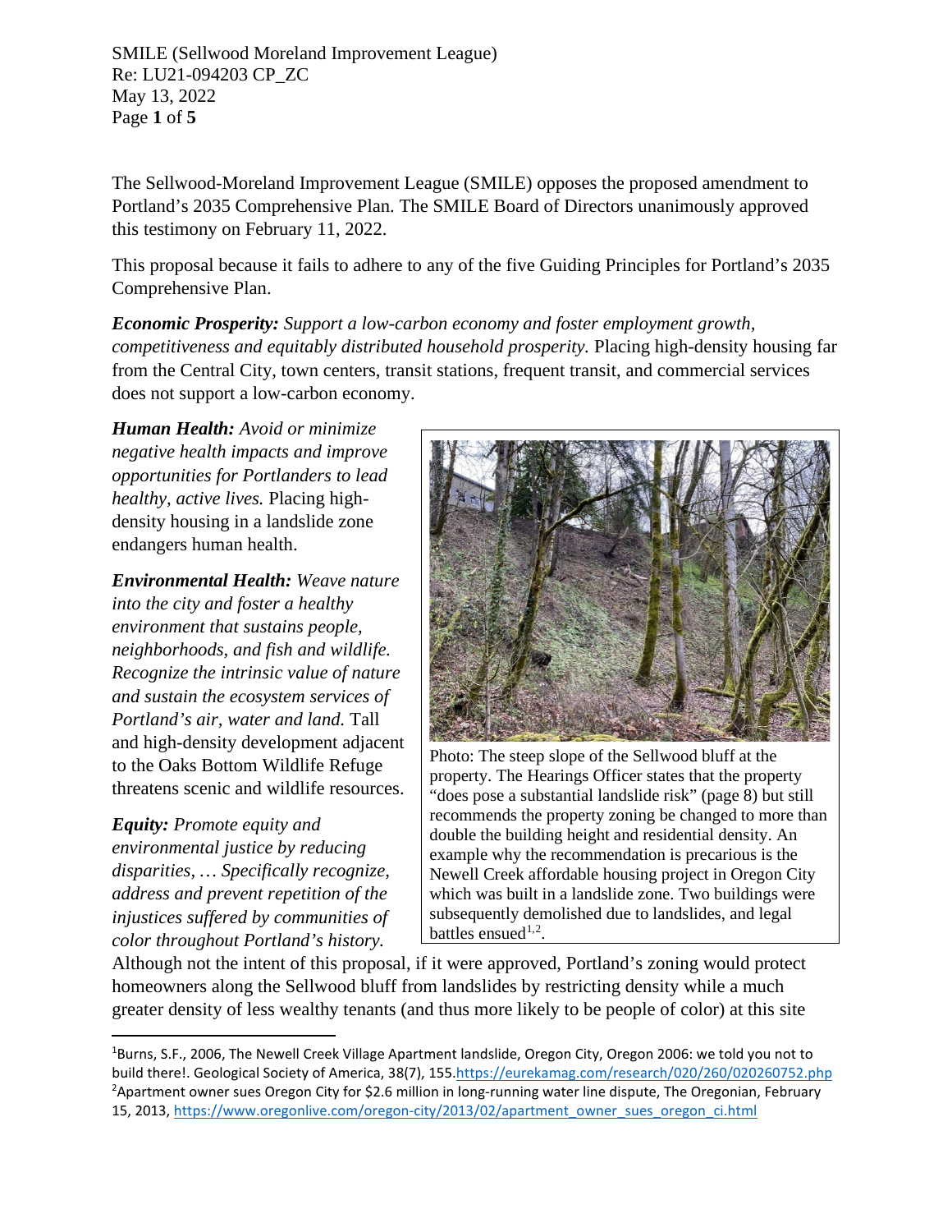The Sellwood-Moreland Improvement League (SMILE) opposes the proposed amendment to Portland's 2035 Comprehensive Plan. The SMILE Board of Directors unanimously approved this testimony on February 11, 2022.

This proposal because it fails to adhere to any of the five Guiding Principles for Portland's 2035 Comprehensive Plan.

***Economic Prosperity:*** *Support a low-carbon economy and foster employment growth, competitiveness and equitably distributed household prosperity.* Placing high-density housing far from the Central City, town centers, transit stations, frequent transit, and commercial services does not support a low-carbon economy.

***Human Health:*** *Avoid or minimize negative health impacts and improve opportunities for Portlanders to lead healthy, active lives.* Placing high-density housing in a landslide zone endangers human health.

***Environmental Health:*** *Weave nature into the city and foster a healthy environment that sustains people, neighborhoods, and fish and wildlife. Recognize the intrinsic value of nature and sustain the ecosystem services of Portland's air, water and land.* Tall and high-density development adjacent to the Oaks Bottom Wildlife Refuge threatens scenic and wildlife resources.

Photo: The steep slope of the Sellwood bluff at the property. The Hearings Officer states that the property "does pose a substantial landslide risk" (page 8) but still recommends the property zoning be changed to more than double the building height and residential density. An example why the recommendation is precarious is the Newell Creek affordable housing project in Oregon City which was built in a landslide zone. Two buildings were subsequently demolished due to landslides, and legal battles ensued[1,2].

***Equity:*** *Promote equity and environmental justice by reducing disparities, … Specifically recognize, address and prevent repetition of the injustices suffered by communities of color throughout Portland's history.* Although not the intent of this proposal, if it were approved, Portland's zoning would protect homeowners along the Sellwood bluff from landslides by restricting density while a much greater density of less wealthy tenants (and thus more likely to be people of color) at this site

[1]Burns, S.F., 2006, The Newell Creek Village Apartment landslide, Oregon City, Oregon 2006: we told you not to build there!. Geological Society of America, 38(7), 155.https://eurekamag.com/research/020/260/020260752.php

[2]Apartment owner sues Oregon City for $2.6 million in long-running water line dispute, The Oregonian, February 15, 2013, https://www.oregonlive.com/oregon-city/2013/02/apartment_owner_sues_oregon_ci.html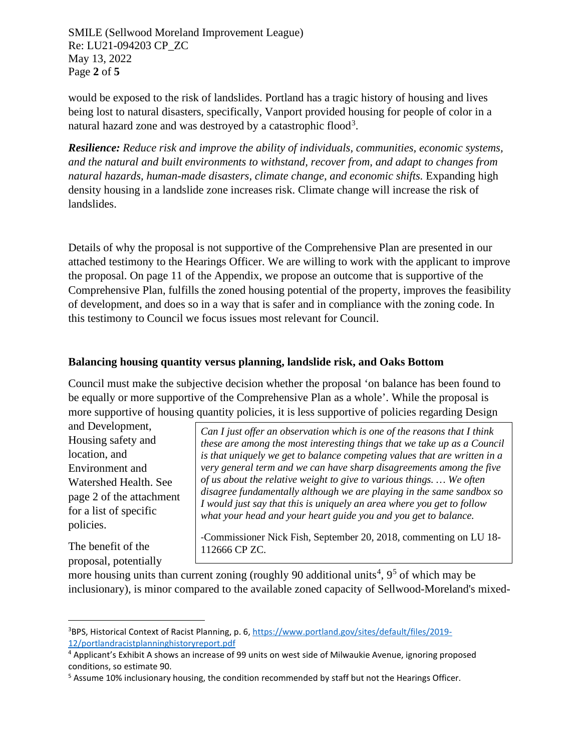would be exposed to the risk of landslides. Portland has a tragic history of housing and lives being lost to natural disasters, specifically, Vanport provided housing for people of color in a natural hazard zone and was destroyed by a catastrophic flood[3].

***Resilience:*** *Reduce risk and improve the ability of individuals, communities, economic systems, and the natural and built environments to withstand, recover from, and adapt to changes from natural hazards, human-made disasters, climate change, and economic shifts.* Expanding high density housing in a landslide zone increases risk. Climate change will increase the risk of landslides.

Details of why the proposal is not supportive of the Comprehensive Plan are presented in our attached testimony to the Hearings Officer. We are willing to work with the applicant to improve the proposal. On page 11 of the Appendix, we propose an outcome that is supportive of the Comprehensive Plan, fulfills the zoned housing potential of the property, improves the feasibility of development, and does so in a way that is safer and in compliance with the zoning code. In this testimony to Council we focus issues most relevant for Council.

**Balancing housing quantity versus planning, landslide risk, and Oaks Bottom**

Council must make the subjective decision whether the proposal 'on balance has been found to be equally or more supportive of the Comprehensive Plan as a whole'. While the proposal is more supportive of housing quantity policies, it is less supportive of policies regarding Design and Development, Housing safety and location, and Environment and Watershed Health. See page 2 of the attachment for a list of specific policies.

> *Can I just offer an observation which is one of the reasons that I think these are among the most interesting things that we take up as a Council is that uniquely we get to balance competing values that are written in a very general term and we can have sharp disagreements among the five of us about the relative weight to give to various things. … We often disagree fundamentally although we are playing in the same sandbox so I would just say that this is uniquely an area where you get to follow what your head and your heart guide you and you get to balance.*
>
> -Commissioner Nick Fish, September 20, 2018, commenting on LU 18-112666 CP ZC.

The benefit of the proposal, potentially more housing units than current zoning (roughly 90 additional units[4], 9[5] of which may be inclusionary), is minor compared to the available zoned capacity of Sellwood-Moreland's mixed-

---

[3] BPS, Historical Context of Racist Planning, p. 6, https://www.portland.gov/sites/default/files/2019-12/portlandracistplanninghistoryreport.pdf

[4] Applicant's Exhibit A shows an increase of 99 units on west side of Milwaukie Avenue, ignoring proposed conditions, so estimate 90.

[5] Assume 10% inclusionary housing, the condition recommended by staff but not the Hearings Officer.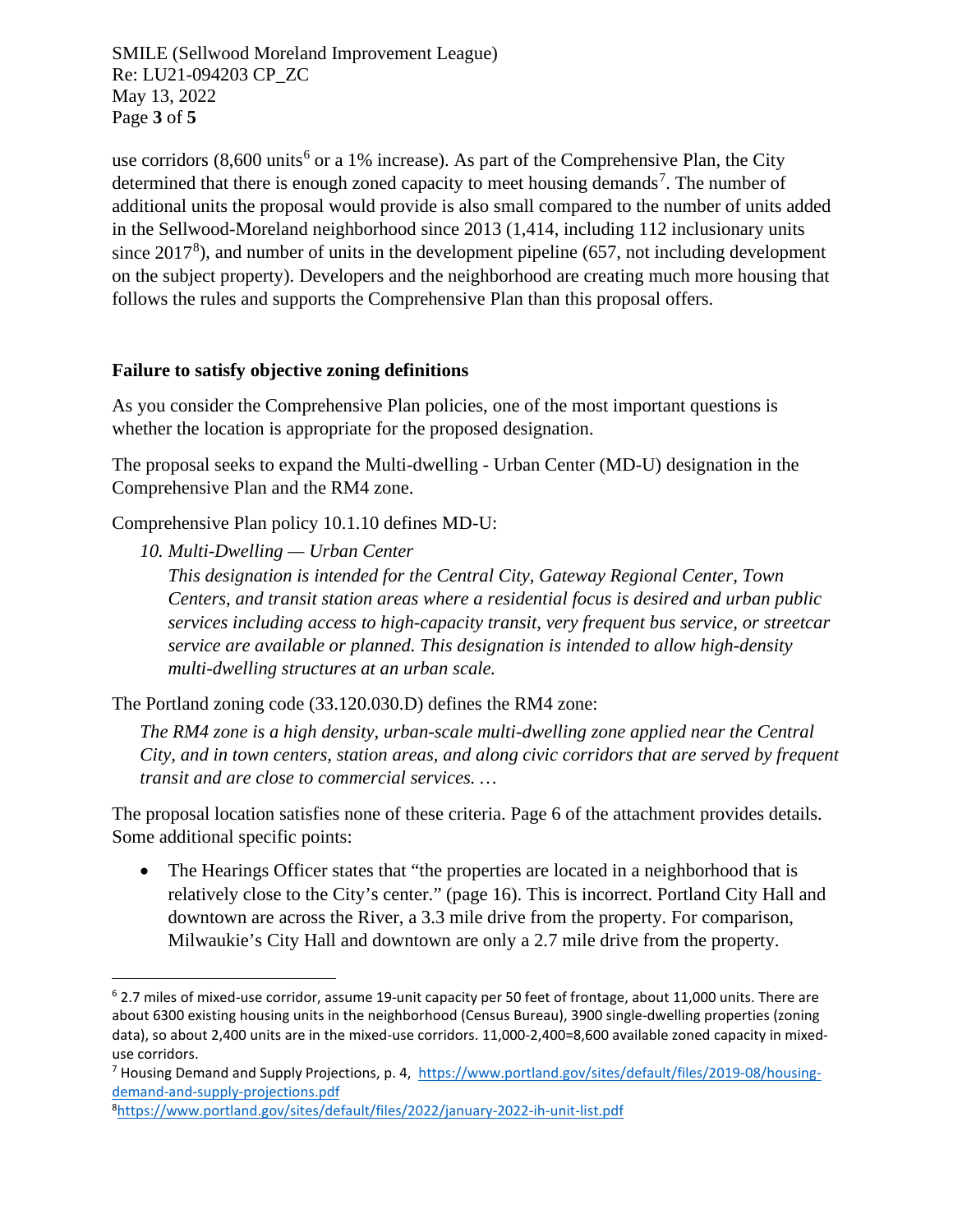use corridors (8,600 units[6] or a 1% increase). As part of the Comprehensive Plan, the City determined that there is enough zoned capacity to meet housing demands[7]. The number of additional units the proposal would provide is also small compared to the number of units added in the Sellwood-Moreland neighborhood since 2013 (1,414, including 112 inclusionary units since 2017[8]), and number of units in the development pipeline (657, not including development on the subject property). Developers and the neighborhood are creating much more housing that follows the rules and supports the Comprehensive Plan than this proposal offers.

**Failure to satisfy objective zoning definitions**

As you consider the Comprehensive Plan policies, one of the most important questions is whether the location is appropriate for the proposed designation.

The proposal seeks to expand the Multi-dwelling - Urban Center (MD-U) designation in the Comprehensive Plan and the RM4 zone.

Comprehensive Plan policy 10.1.10 defines MD-U:

> *10. Multi-Dwelling — Urban Center*
> *This designation is intended for the Central City, Gateway Regional Center, Town Centers, and transit station areas where a residential focus is desired and urban public services including access to high-capacity transit, very frequent bus service, or streetcar service are available or planned. This designation is intended to allow high-density multi-dwelling structures at an urban scale.*

The Portland zoning code (33.120.030.D) defines the RM4 zone:

> *The RM4 zone is a high density, urban-scale multi-dwelling zone applied near the Central City, and in town centers, station areas, and along civic corridors that are served by frequent transit and are close to commercial services. …*

The proposal location satisfies none of these criteria. Page 6 of the attachment provides details. Some additional specific points:

- The Hearings Officer states that "the properties are located in a neighborhood that is relatively close to the City's center." (page 16). This is incorrect. Portland City Hall and downtown are across the River, a 3.3 mile drive from the property. For comparison, Milwaukie's City Hall and downtown are only a 2.7 mile drive from the property.

---

[6] 2.7 miles of mixed-use corridor, assume 19-unit capacity per 50 feet of frontage, about 11,000 units. There are about 6300 existing housing units in the neighborhood (Census Bureau), 3900 single-dwelling properties (zoning data), so about 2,400 units are in the mixed-use corridors. 11,000-2,400=8,600 available zoned capacity in mixed-use corridors.

[7] Housing Demand and Supply Projections, p. 4, https://www.portland.gov/sites/default/files/2019-08/housing-demand-and-supply-projections.pdf

[8] https://www.portland.gov/sites/default/files/2022/january-2022-ih-unit-list.pdf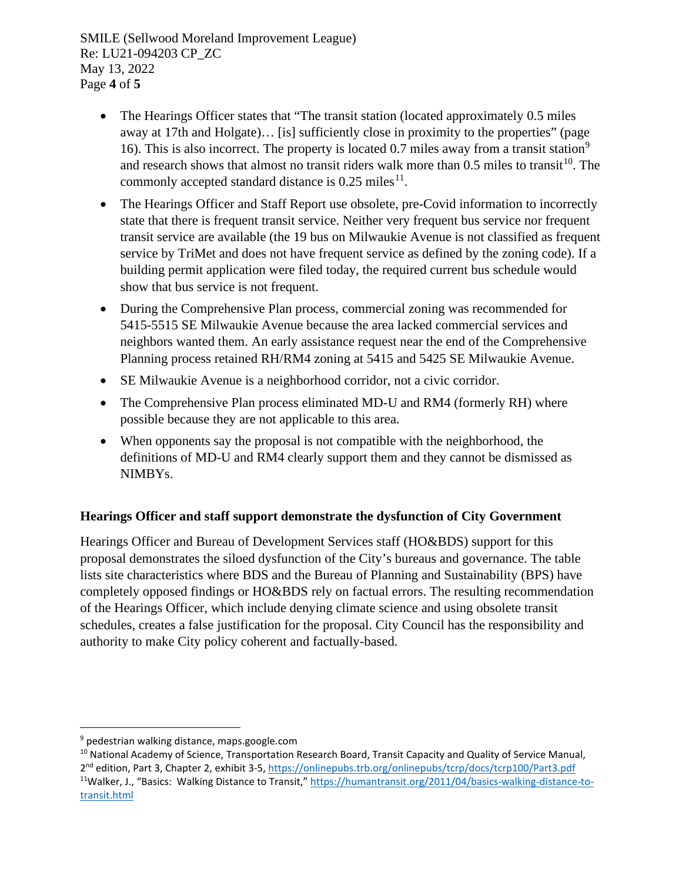- The Hearings Officer states that "The transit station (located approximately 0.5 miles away at 17th and Holgate)… [is] sufficiently close in proximity to the properties" (page 16). This is also incorrect. The property is located 0.7 miles away from a transit station[9] and research shows that almost no transit riders walk more than 0.5 miles to transit[10]. The commonly accepted standard distance is 0.25 miles[11].
- The Hearings Officer and Staff Report use obsolete, pre-Covid information to incorrectly state that there is frequent transit service. Neither very frequent bus service nor frequent transit service are available (the 19 bus on Milwaukie Avenue is not classified as frequent service by TriMet and does not have frequent service as defined by the zoning code). If a building permit application were filed today, the required current bus schedule would show that bus service is not frequent.
- During the Comprehensive Plan process, commercial zoning was recommended for 5415-5515 SE Milwaukie Avenue because the area lacked commercial services and neighbors wanted them. An early assistance request near the end of the Comprehensive Planning process retained RH/RM4 zoning at 5415 and 5425 SE Milwaukie Avenue.
- SE Milwaukie Avenue is a neighborhood corridor, not a civic corridor.
- The Comprehensive Plan process eliminated MD-U and RM4 (formerly RH) where possible because they are not applicable to this area.
- When opponents say the proposal is not compatible with the neighborhood, the definitions of MD-U and RM4 clearly support them and they cannot be dismissed as NIMBYs.

## Hearings Officer and staff support demonstrate the dysfunction of City Government

Hearings Officer and Bureau of Development Services staff (HO&BDS) support for this proposal demonstrates the siloed dysfunction of the City's bureaus and governance. The table lists site characteristics where BDS and the Bureau of Planning and Sustainability (BPS) have completely opposed findings or HO&BDS rely on factual errors. The resulting recommendation of the Hearings Officer, which include denying climate science and using obsolete transit schedules, creates a false justification for the proposal. City Council has the responsibility and authority to make City policy coherent and factually-based.

---

[9] pedestrian walking distance, maps.google.com

[10] National Academy of Science, Transportation Research Board, Transit Capacity and Quality of Service Manual, 2nd edition, Part 3, Chapter 2, exhibit 3-5, https://onlinepubs.trb.org/onlinepubs/tcrp/docs/tcrp100/Part3.pdf

[11] Walker, J., "Basics: Walking Distance to Transit," https://humantransit.org/2011/04/basics-walking-distance-to-transit.html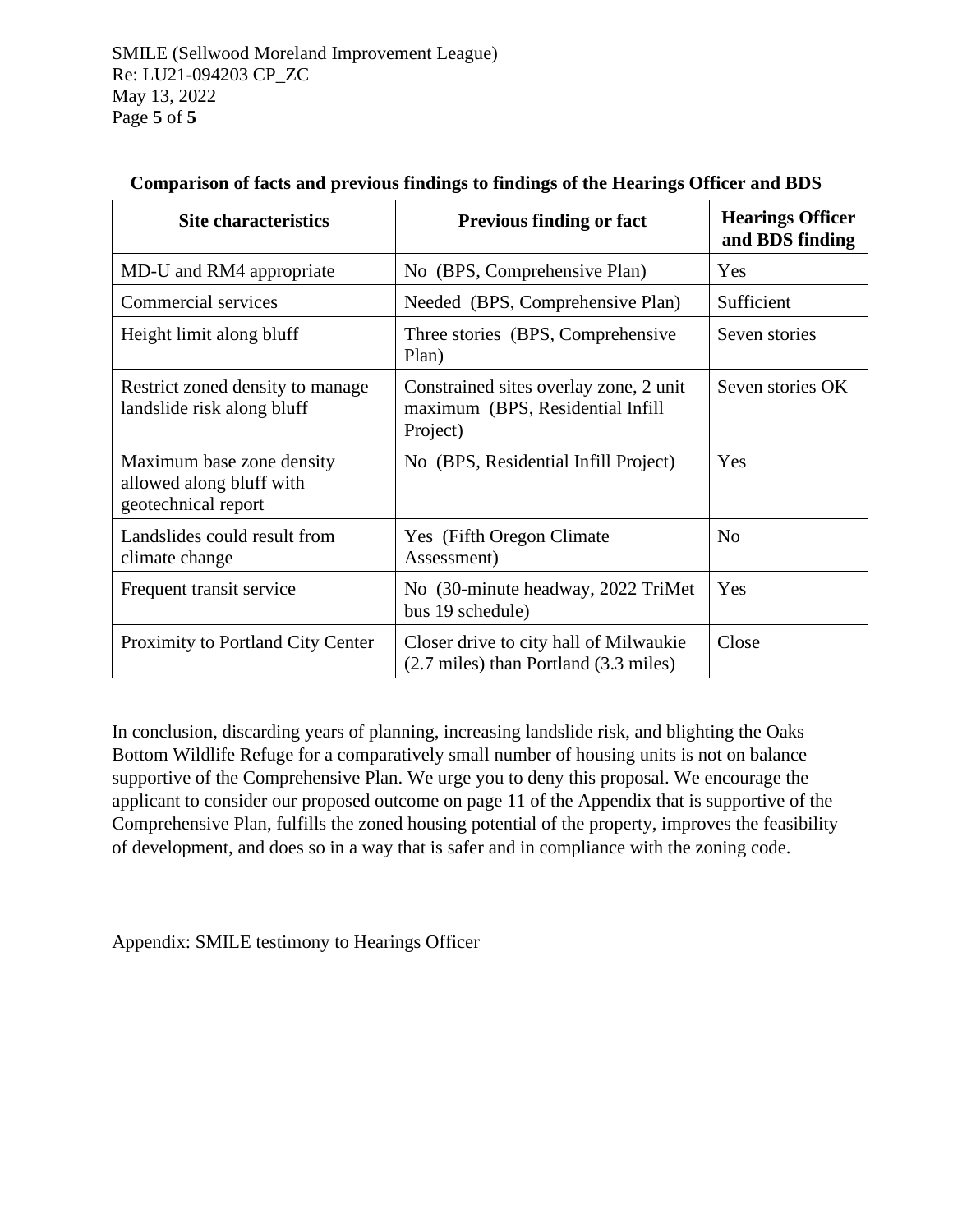**Comparison of facts and previous findings to findings of the Hearings Officer and BDS**

| Site characteristics | Previous finding or fact | Hearings Officer and BDS finding |
|---|---|---|
| MD-U and RM4 appropriate | No (BPS, Comprehensive Plan) | Yes |
| Commercial services | Needed (BPS, Comprehensive Plan) | Sufficient |
| Height limit along bluff | Three stories (BPS, Comprehensive Plan) | Seven stories |
| Restrict zoned density to manage landslide risk along bluff | Constrained sites overlay zone, 2 unit maximum (BPS, Residential Infill Project) | Seven stories OK |
| Maximum base zone density allowed along bluff with geotechnical report | No (BPS, Residential Infill Project) | Yes |
| Landslides could result from climate change | Yes (Fifth Oregon Climate Assessment) | No |
| Frequent transit service | No (30-minute headway, 2022 TriMet bus 19 schedule) | Yes |
| Proximity to Portland City Center | Closer drive to city hall of Milwaukie (2.7 miles) than Portland (3.3 miles) | Close |

In conclusion, discarding years of planning, increasing landslide risk, and blighting the Oaks Bottom Wildlife Refuge for a comparatively small number of housing units is not on balance supportive of the Comprehensive Plan. We urge you to deny this proposal. We encourage the applicant to consider our proposed outcome on page 11 of the Appendix that is supportive of the Comprehensive Plan, fulfills the zoned housing potential of the property, improves the feasibility of development, and does so in a way that is safer and in compliance with the zoning code.

Appendix: SMILE testimony to Hearings Officer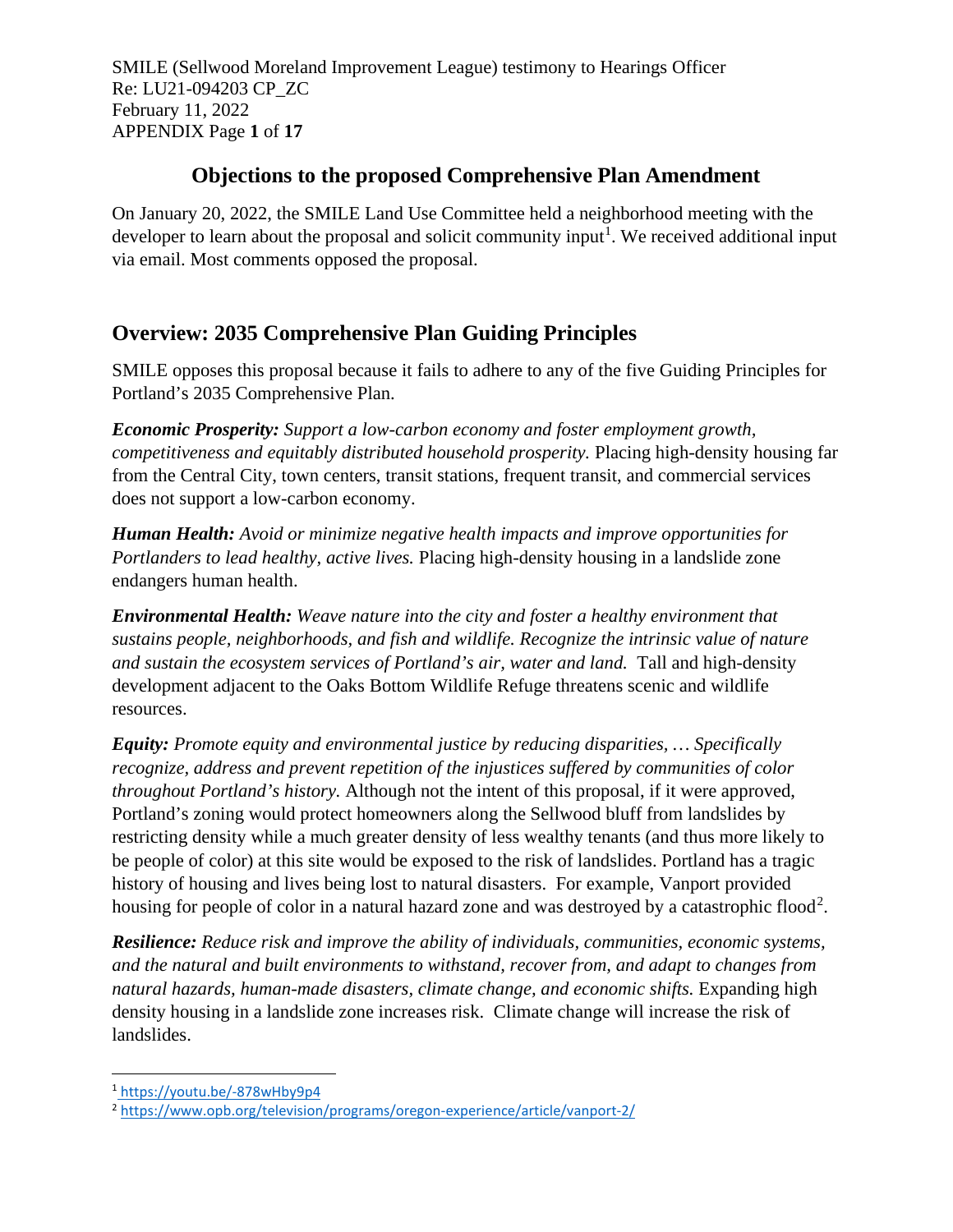SMILE (Sellwood Moreland Improvement League) testimony to Hearings Officer
Re: LU21-094203 CP_ZC
February 11, 2022
APPENDIX Page **1** of **17**

# Objections to the proposed Comprehensive Plan Amendment

On January 20, 2022, the SMILE Land Use Committee held a neighborhood meeting with the developer to learn about the proposal and solicit community input[1]. We received additional input via email. Most comments opposed the proposal.

## Overview: 2035 Comprehensive Plan Guiding Principles

SMILE opposes this proposal because it fails to adhere to any of the five Guiding Principles for Portland's 2035 Comprehensive Plan.

***Economic Prosperity:*** *Support a low-carbon economy and foster employment growth, competitiveness and equitably distributed household prosperity.* Placing high-density housing far from the Central City, town centers, transit stations, frequent transit, and commercial services does not support a low-carbon economy.

***Human Health:*** *Avoid or minimize negative health impacts and improve opportunities for Portlanders to lead healthy, active lives.* Placing high-density housing in a landslide zone endangers human health.

***Environmental Health:*** *Weave nature into the city and foster a healthy environment that sustains people, neighborhoods, and fish and wildlife. Recognize the intrinsic value of nature and sustain the ecosystem services of Portland's air, water and land.* Tall and high-density development adjacent to the Oaks Bottom Wildlife Refuge threatens scenic and wildlife resources.

***Equity:*** *Promote equity and environmental justice by reducing disparities, … Specifically recognize, address and prevent repetition of the injustices suffered by communities of color throughout Portland's history.* Although not the intent of this proposal, if it were approved, Portland's zoning would protect homeowners along the Sellwood bluff from landslides by restricting density while a much greater density of less wealthy tenants (and thus more likely to be people of color) at this site would be exposed to the risk of landslides. Portland has a tragic history of housing and lives being lost to natural disasters. For example, Vanport provided housing for people of color in a natural hazard zone and was destroyed by a catastrophic flood[2].

***Resilience:*** *Reduce risk and improve the ability of individuals, communities, economic systems, and the natural and built environments to withstand, recover from, and adapt to changes from natural hazards, human-made disasters, climate change, and economic shifts.* Expanding high density housing in a landslide zone increases risk. Climate change will increase the risk of landslides.

---

[1] https://youtu.be/-878wHby9p4

[2] https://www.opb.org/television/programs/oregon-experience/article/vanport-2/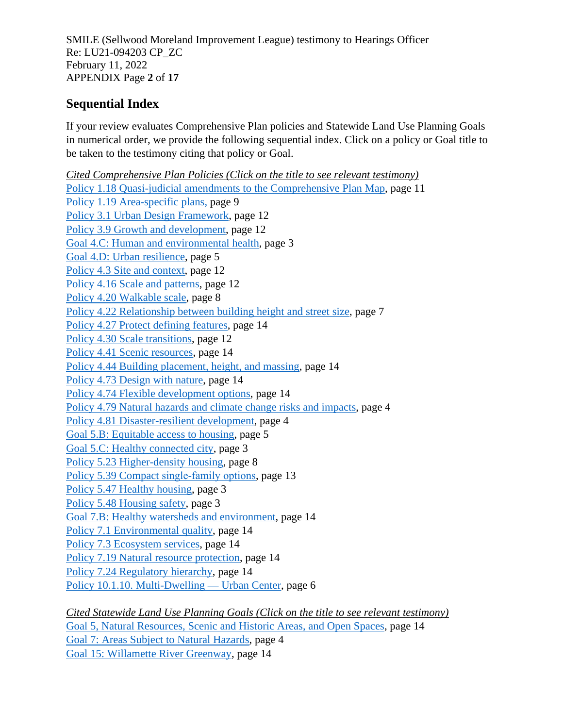## Sequential Index

If your review evaluates Comprehensive Plan policies and Statewide Land Use Planning Goals in numerical order, we provide the following sequential index. Click on a policy or Goal title to be taken to the testimony citing that policy or Goal.

*Cited Comprehensive Plan Policies (Click on the title to see relevant testimony)*

Policy 1.18 Quasi-judicial amendments to the Comprehensive Plan Map, page 11
Policy 1.19 Area-specific plans, page 9
Policy 3.1 Urban Design Framework, page 12
Policy 3.9 Growth and development, page 12
Goal 4.C: Human and environmental health, page 3
Goal 4.D: Urban resilience, page 5
Policy 4.3 Site and context, page 12
Policy 4.16 Scale and patterns, page 12
Policy 4.20 Walkable scale, page 8
Policy 4.22 Relationship between building height and street size, page 7
Policy 4.27 Protect defining features, page 14
Policy 4.30 Scale transitions, page 12
Policy 4.41 Scenic resources, page 14
Policy 4.44 Building placement, height, and massing, page 14
Policy 4.73 Design with nature, page 14
Policy 4.74 Flexible development options, page 14
Policy 4.79 Natural hazards and climate change risks and impacts, page 4
Policy 4.81 Disaster-resilient development, page 4
Goal 5.B: Equitable access to housing, page 5
Goal 5.C: Healthy connected city, page 3
Policy 5.23 Higher-density housing, page 8
Policy 5.39 Compact single-family options, page 13
Policy 5.47 Healthy housing, page 3
Policy 5.48 Housing safety, page 3
Goal 7.B: Healthy watersheds and environment, page 14
Policy 7.1 Environmental quality, page 14
Policy 7.3 Ecosystem services, page 14
Policy 7.19 Natural resource protection, page 14
Policy 7.24 Regulatory hierarchy, page 14
Policy 10.1.10. Multi-Dwelling — Urban Center, page 6

*Cited Statewide Land Use Planning Goals (Click on the title to see relevant testimony)*

Goal 5, Natural Resources, Scenic and Historic Areas, and Open Spaces, page 14
Goal 7: Areas Subject to Natural Hazards, page 4
Goal 15: Willamette River Greenway, page 14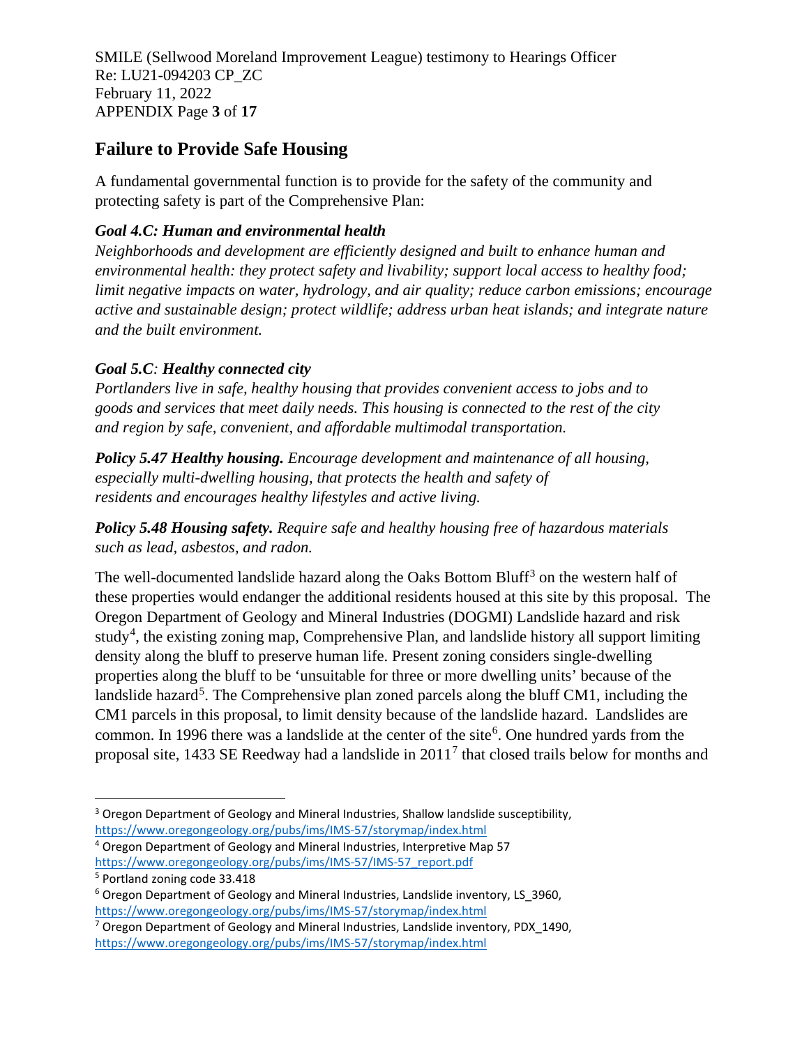## Failure to Provide Safe Housing

A fundamental governmental function is to provide for the safety of the community and protecting safety is part of the Comprehensive Plan:

***Goal 4.C: Human and environmental health***

*Neighborhoods and development are efficiently designed and built to enhance human and environmental health: they protect safety and livability; support local access to healthy food; limit negative impacts on water, hydrology, and air quality; reduce carbon emissions; encourage active and sustainable design; protect wildlife; address urban heat islands; and integrate nature and the built environment.*

***Goal 5.C: Healthy connected city***

*Portlanders live in safe, healthy housing that provides convenient access to jobs and to goods and services that meet daily needs. This housing is connected to the rest of the city and region by safe, convenient, and affordable multimodal transportation.*

***Policy 5.47 Healthy housing.*** *Encourage development and maintenance of all housing, especially multi-dwelling housing, that protects the health and safety of residents and encourages healthy lifestyles and active living.*

***Policy 5.48 Housing safety.*** *Require safe and healthy housing free of hazardous materials such as lead, asbestos, and radon.*

The well-documented landslide hazard along the Oaks Bottom Bluff[3] on the western half of these properties would endanger the additional residents housed at this site by this proposal. The Oregon Department of Geology and Mineral Industries (DOGMI) Landslide hazard and risk study[4], the existing zoning map, Comprehensive Plan, and landslide history all support limiting density along the bluff to preserve human life. Present zoning considers single-dwelling properties along the bluff to be 'unsuitable for three or more dwelling units' because of the landslide hazard[5]. The Comprehensive plan zoned parcels along the bluff CM1, including the CM1 parcels in this proposal, to limit density because of the landslide hazard. Landslides are common. In 1996 there was a landslide at the center of the site[6]. One hundred yards from the proposal site, 1433 SE Reedway had a landslide in 2011[7] that closed trails below for months and

---

[3] Oregon Department of Geology and Mineral Industries, Shallow landslide susceptibility, https://www.oregongeology.org/pubs/ims/IMS-57/storymap/index.html

[4] Oregon Department of Geology and Mineral Industries, Interpretive Map 57 https://www.oregongeology.org/pubs/ims/IMS-57/IMS-57_report.pdf

[5] Portland zoning code 33.418

[6] Oregon Department of Geology and Mineral Industries, Landslide inventory, LS_3960, https://www.oregongeology.org/pubs/ims/IMS-57/storymap/index.html

[7] Oregon Department of Geology and Mineral Industries, Landslide inventory, PDX_1490, https://www.oregongeology.org/pubs/ims/IMS-57/storymap/index.html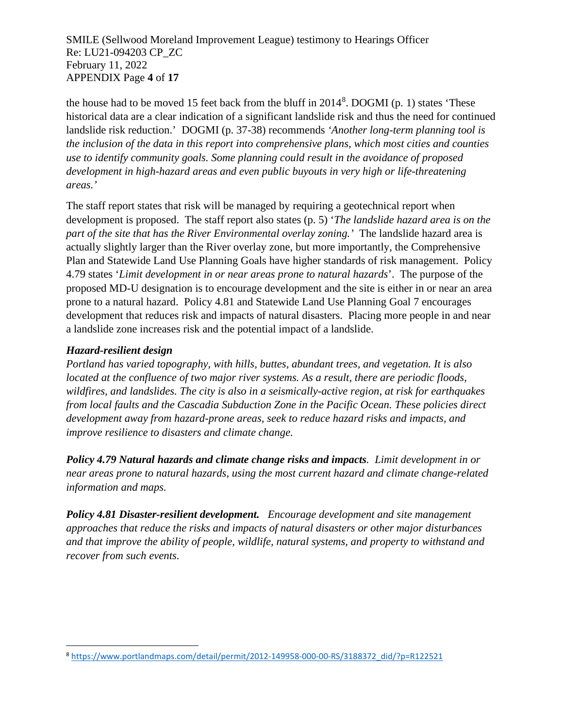the house had to be moved 15 feet back from the bluff in 2014[8]. DOGMI (p. 1) states 'These historical data are a clear indication of a significant landslide risk and thus the need for continued landslide risk reduction.' DOGMI (p. 37-38) recommends *'Another long-term planning tool is the inclusion of the data in this report into comprehensive plans, which most cities and counties use to identify community goals. Some planning could result in the avoidance of proposed development in high-hazard areas and even public buyouts in very high or life-threatening areas.'*

The staff report states that risk will be managed by requiring a geotechnical report when development is proposed. The staff report also states (p. 5) '*The landslide hazard area is on the part of the site that has the River Environmental overlay zoning.'* The landslide hazard area is actually slightly larger than the River overlay zone, but more importantly, the Comprehensive Plan and Statewide Land Use Planning Goals have higher standards of risk management. Policy 4.79 states '*Limit development in or near areas prone to natural hazards*'. The purpose of the proposed MD-U designation is to encourage development and the site is either in or near an area prone to a natural hazard. Policy 4.81 and Statewide Land Use Planning Goal 7 encourages development that reduces risk and impacts of natural disasters. Placing more people in and near a landslide zone increases risk and the potential impact of a landslide.

***Hazard-resilient design***

*Portland has varied topography, with hills, buttes, abundant trees, and vegetation. It is also located at the confluence of two major river systems. As a result, there are periodic floods, wildfires, and landslides. The city is also in a seismically-active region, at risk for earthquakes from local faults and the Cascadia Subduction Zone in the Pacific Ocean. These policies direct development away from hazard-prone areas, seek to reduce hazard risks and impacts, and improve resilience to disasters and climate change.*

***Policy 4.79 Natural hazards and climate change risks and impacts****. Limit development in or near areas prone to natural hazards, using the most current hazard and climate change-related information and maps.*

***Policy 4.81 Disaster-resilient development.*** *Encourage development and site management approaches that reduce the risks and impacts of natural disasters or other major disturbances and that improve the ability of people, wildlife, natural systems, and property to withstand and recover from such events.*

---

[8] https://www.portlandmaps.com/detail/permit/2012-149958-000-00-RS/3188372_did/?p=R122521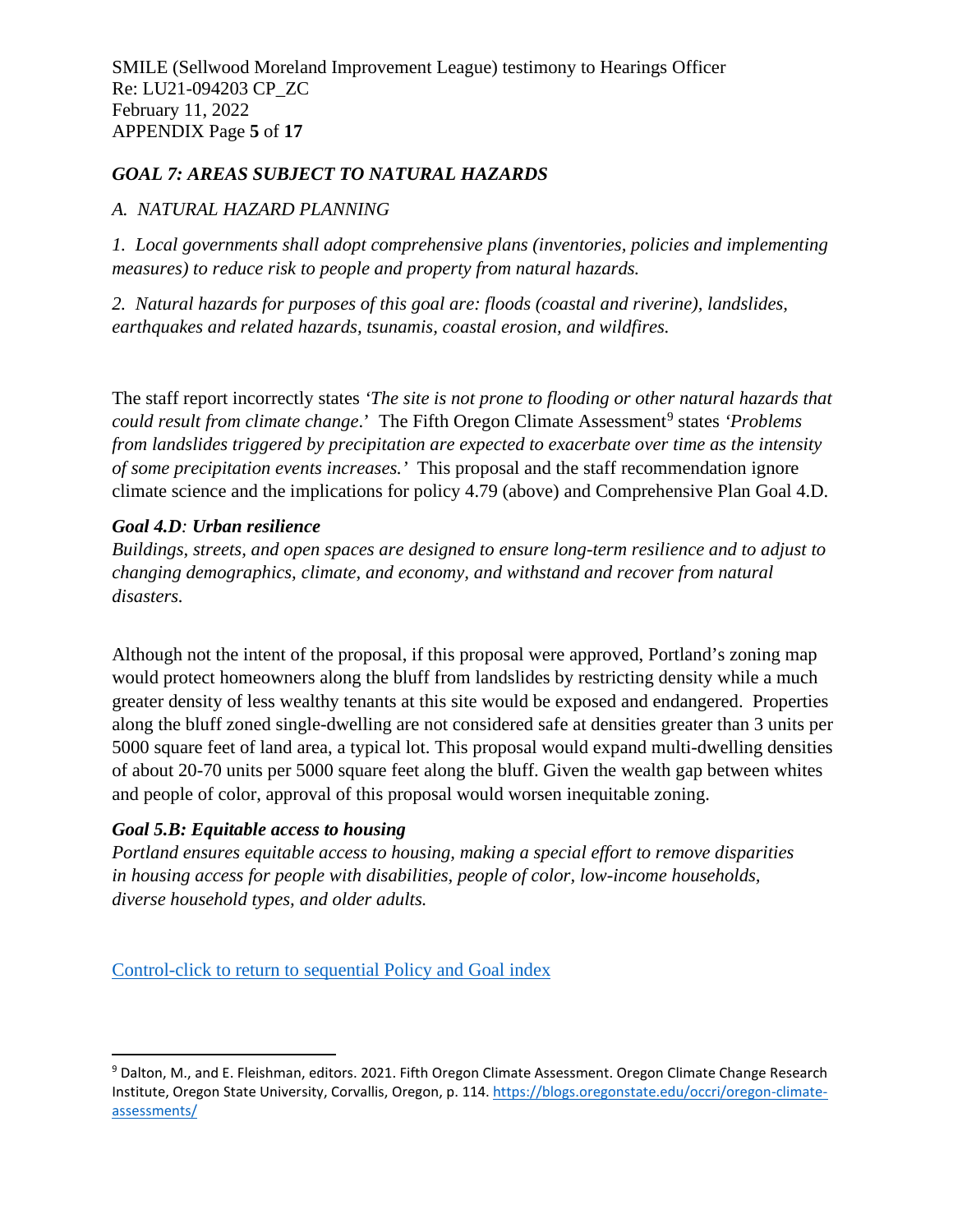*GOAL 7: AREAS SUBJECT TO NATURAL HAZARDS*

*A. NATURAL HAZARD PLANNING*

*1. Local governments shall adopt comprehensive plans (inventories, policies and implementing measures) to reduce risk to people and property from natural hazards.*

*2. Natural hazards for purposes of this goal are: floods (coastal and riverine), landslides, earthquakes and related hazards, tsunamis, coastal erosion, and wildfires.*

The staff report incorrectly states *'The site is not prone to flooding or other natural hazards that could result from climate change*.' The Fifth Oregon Climate Assessment[9] states *'Problems from landslides triggered by precipitation are expected to exacerbate over time as the intensity of some precipitation events increases.'* This proposal and the staff recommendation ignore climate science and the implications for policy 4.79 (above) and Comprehensive Plan Goal 4.D.

***Goal 4.D*: *Urban resilience***

*Buildings, streets, and open spaces are designed to ensure long-term resilience and to adjust to changing demographics, climate, and economy, and withstand and recover from natural disasters.*

Although not the intent of the proposal, if this proposal were approved, Portland's zoning map would protect homeowners along the bluff from landslides by restricting density while a much greater density of less wealthy tenants at this site would be exposed and endangered. Properties along the bluff zoned single-dwelling are not considered safe at densities greater than 3 units per 5000 square feet of land area, a typical lot. This proposal would expand multi-dwelling densities of about 20-70 units per 5000 square feet along the bluff. Given the wealth gap between whites and people of color, approval of this proposal would worsen inequitable zoning.

***Goal 5.B: Equitable access to housing***

*Portland ensures equitable access to housing, making a special effort to remove disparities in housing access for people with disabilities, people of color, low-income households, diverse household types, and older adults.*

Control-click to return to sequential Policy and Goal index

[9] Dalton, M., and E. Fleishman, editors. 2021. Fifth Oregon Climate Assessment. Oregon Climate Change Research Institute, Oregon State University, Corvallis, Oregon, p. 114. https://blogs.oregonstate.edu/occri/oregon-climate-assessments/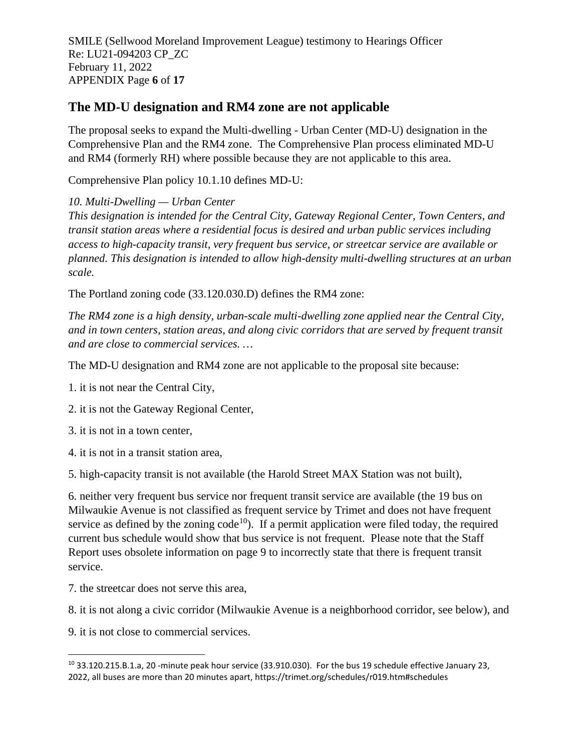## The MD-U designation and RM4 zone are not applicable

The proposal seeks to expand the Multi-dwelling - Urban Center (MD-U) designation in the Comprehensive Plan and the RM4 zone. The Comprehensive Plan process eliminated MD-U and RM4 (formerly RH) where possible because they are not applicable to this area.

Comprehensive Plan policy 10.1.10 defines MD-U:

*10. Multi-Dwelling — Urban Center*
*This designation is intended for the Central City, Gateway Regional Center, Town Centers, and transit station areas where a residential focus is desired and urban public services including access to high-capacity transit, very frequent bus service, or streetcar service are available or planned. This designation is intended to allow high-density multi-dwelling structures at an urban scale.*

The Portland zoning code (33.120.030.D) defines the RM4 zone:

*The RM4 zone is a high density, urban-scale multi-dwelling zone applied near the Central City, and in town centers, station areas, and along civic corridors that are served by frequent transit and are close to commercial services. …*

The MD-U designation and RM4 zone are not applicable to the proposal site because:

1. it is not near the Central City,

2. it is not the Gateway Regional Center,

3. it is not in a town center,

4. it is not in a transit station area,

5. high-capacity transit is not available (the Harold Street MAX Station was not built),

6. neither very frequent bus service nor frequent transit service are available (the 19 bus on Milwaukie Avenue is not classified as frequent service by Trimet and does not have frequent service as defined by the zoning code[10]). If a permit application were filed today, the required current bus schedule would show that bus service is not frequent. Please note that the Staff Report uses obsolete information on page 9 to incorrectly state that there is frequent transit service.

7. the streetcar does not serve this area,

8. it is not along a civic corridor (Milwaukie Avenue is a neighborhood corridor, see below), and

9. it is not close to commercial services.

---

[10] 33.120.215.B.1.a, 20 -minute peak hour service (33.910.030). For the bus 19 schedule effective January 23, 2022, all buses are more than 20 minutes apart, https://trimet.org/schedules/r019.htm#schedules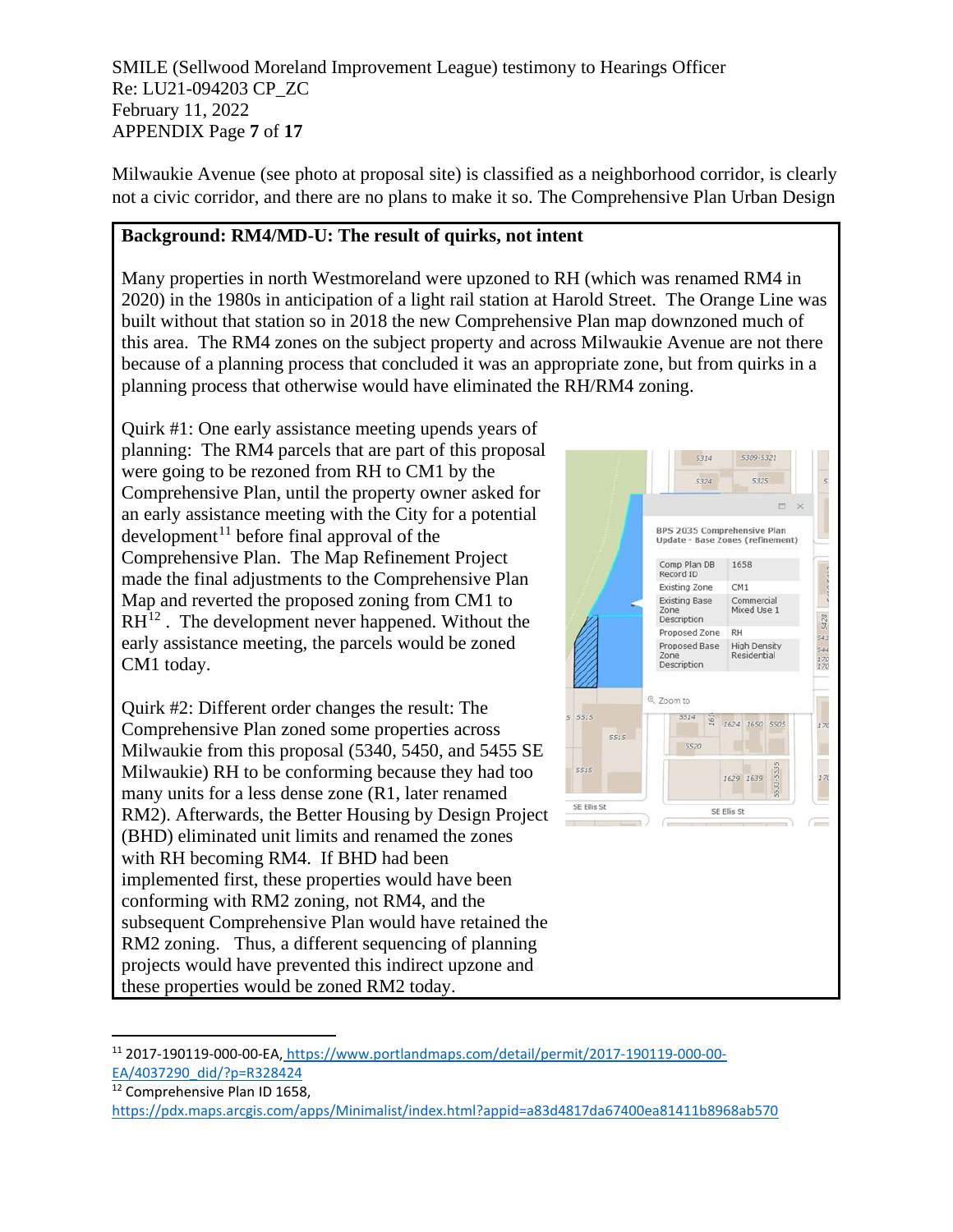SMILE (Sellwood Moreland Improvement League) testimony to Hearings Officer
Re: LU21-094203 CP_ZC
February 11, 2022
APPENDIX Page **7** of **17**

Milwaukie Avenue (see photo at proposal site) is classified as a neighborhood corridor, is clearly not a civic corridor, and there are no plans to make it so. The Comprehensive Plan Urban Design

**Background: RM4/MD-U: The result of quirks, not intent**

Many properties in north Westmoreland were upzoned to RH (which was renamed RM4 in 2020) in the 1980s in anticipation of a light rail station at Harold Street. The Orange Line was built without that station so in 2018 the new Comprehensive Plan map downzoned much of this area. The RM4 zones on the subject property and across Milwaukie Avenue are not there because of a planning process that concluded it was an appropriate zone, but from quirks in a planning process that otherwise would have eliminated the RH/RM4 zoning.

Quirk #1: One early assistance meeting upends years of planning: The RM4 parcels that are part of this proposal were going to be rezoned from RH to CM1 by the Comprehensive Plan, until the property owner asked for an early assistance meeting with the City for a potential development[11] before final approval of the Comprehensive Plan. The Map Refinement Project made the final adjustments to the Comprehensive Plan Map and reverted the proposed zoning from CM1 to RH[12]. The development never happened. Without the early assistance meeting, the parcels would be zoned CM1 today.

| BPS 2035 Comprehensive Plan Update - Base Zones (refinement) | |
|---|---|
| Comp Plan DB Record ID | 1658 |
| Existing Zone | CM1 |
| Existing Base Zone Description | Commercial Mixed Use 1 |
| Proposed Zone | RH |
| Proposed Base Zone Description | High Density Residential |

Quirk #2: Different order changes the result: The Comprehensive Plan zoned some properties across Milwaukie from this proposal (5340, 5450, and 5455 SE Milwaukie) RH to be conforming because they had too many units for a less dense zone (R1, later renamed RM2). Afterwards, the Better Housing by Design Project (BHD) eliminated unit limits and renamed the zones with RH becoming RM4. If BHD had been implemented first, these properties would have been conforming with RM2 zoning, not RM4, and the subsequent Comprehensive Plan would have retained the RM2 zoning. Thus, a different sequencing of planning projects would have prevented this indirect upzone and these properties would be zoned RM2 today.

---

[11] 2017-190119-000-00-EA, https://www.portlandmaps.com/detail/permit/2017-190119-000-00-EA/4037290_did/?p=R328424

[12] Comprehensive Plan ID 1658, https://pdx.maps.arcgis.com/apps/Minimalist/index.html?appid=a83d4817da67400ea81411b8968ab570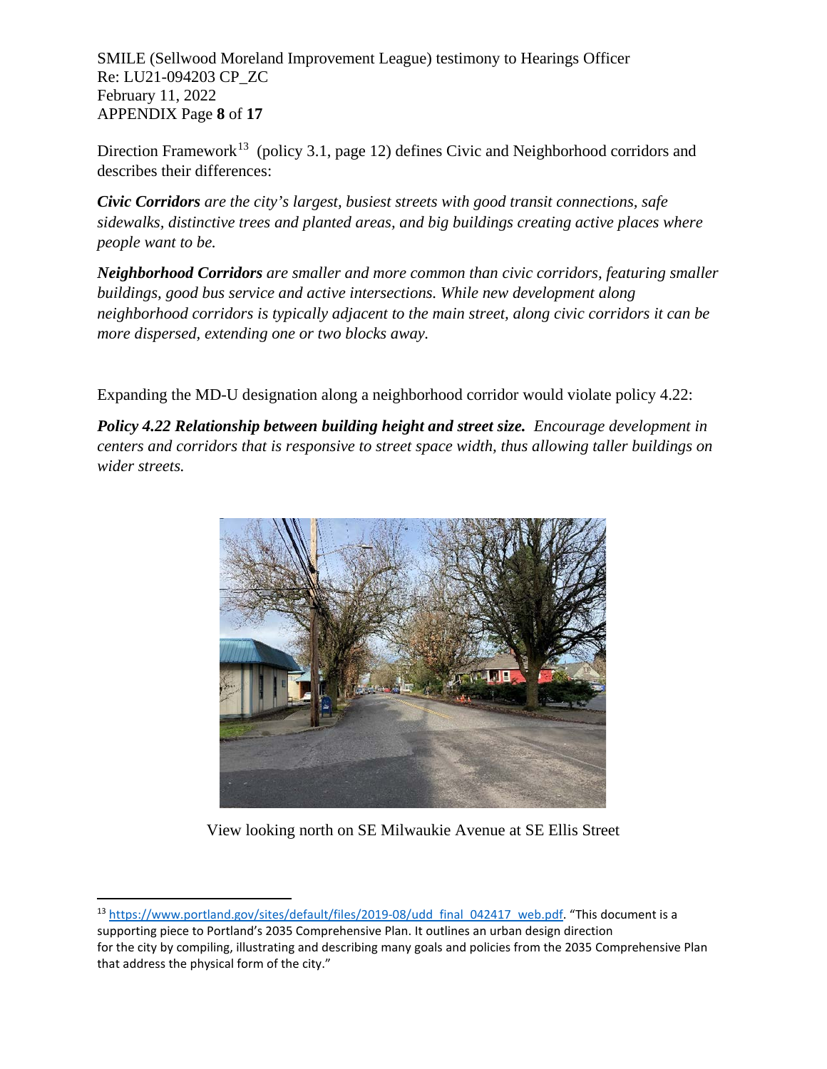Direction Framework[13] (policy 3.1, page 12) defines Civic and Neighborhood corridors and describes their differences:

***Civic Corridors** are the city's largest, busiest streets with good transit connections, safe sidewalks, distinctive trees and planted areas, and big buildings creating active places where people want to be.*

***Neighborhood Corridors** are smaller and more common than civic corridors, featuring smaller buildings, good bus service and active intersections. While new development along neighborhood corridors is typically adjacent to the main street, along civic corridors it can be more dispersed, extending one or two blocks away.*

Expanding the MD-U designation along a neighborhood corridor would violate policy 4.22:

***Policy 4.22 Relationship between building height and street size.** Encourage development in centers and corridors that is responsive to street space width, thus allowing taller buildings on wider streets.*

View looking north on SE Milwaukie Avenue at SE Ellis Street

[13] https://www.portland.gov/sites/default/files/2019-08/udd_final_042417_web.pdf. "This document is a supporting piece to Portland's 2035 Comprehensive Plan. It outlines an urban design direction for the city by compiling, illustrating and describing many goals and policies from the 2035 Comprehensive Plan that address the physical form of the city."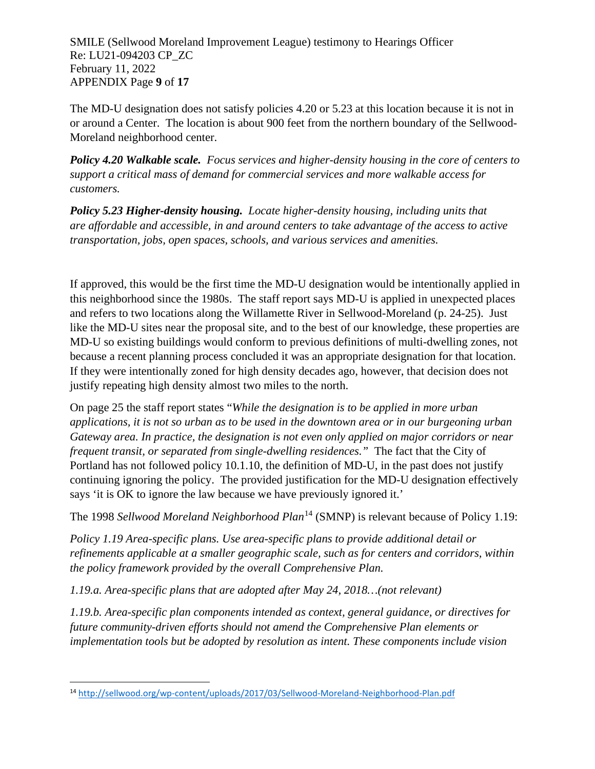The MD-U designation does not satisfy policies 4.20 or 5.23 at this location because it is not in or around a Center. The location is about 900 feet from the northern boundary of the Sellwood-Moreland neighborhood center.

***Policy 4.20 Walkable scale.*** *Focus services and higher-density housing in the core of centers to support a critical mass of demand for commercial services and more walkable access for customers.*

***Policy 5.23 Higher-density housing.*** *Locate higher-density housing, including units that are affordable and accessible, in and around centers to take advantage of the access to active transportation, jobs, open spaces, schools, and various services and amenities.*

If approved, this would be the first time the MD-U designation would be intentionally applied in this neighborhood since the 1980s. The staff report says MD-U is applied in unexpected places and refers to two locations along the Willamette River in Sellwood-Moreland (p. 24-25). Just like the MD-U sites near the proposal site, and to the best of our knowledge, these properties are MD-U so existing buildings would conform to previous definitions of multi-dwelling zones, not because a recent planning process concluded it was an appropriate designation for that location. If they were intentionally zoned for high density decades ago, however, that decision does not justify repeating high density almost two miles to the north.

On page 25 the staff report states "*While the designation is to be applied in more urban applications, it is not so urban as to be used in the downtown area or in our burgeoning urban Gateway area. In practice, the designation is not even only applied on major corridors or near frequent transit, or separated from single-dwelling residences.*" The fact that the City of Portland has not followed policy 10.1.10, the definition of MD-U, in the past does not justify continuing ignoring the policy. The provided justification for the MD-U designation effectively says 'it is OK to ignore the law because we have previously ignored it.'

The 1998 *Sellwood Moreland Neighborhood Plan*[14] (SMNP) is relevant because of Policy 1.19:

*Policy 1.19 Area-specific plans. Use area-specific plans to provide additional detail or refinements applicable at a smaller geographic scale, such as for centers and corridors, within the policy framework provided by the overall Comprehensive Plan.*

*1.19.a. Area-specific plans that are adopted after May 24, 2018…(not relevant)*

*1.19.b. Area-specific plan components intended as context, general guidance, or directives for future community-driven efforts should not amend the Comprehensive Plan elements or implementation tools but be adopted by resolution as intent. These components include vision*

[14] http://sellwood.org/wp-content/uploads/2017/03/Sellwood-Moreland-Neighborhood-Plan.pdf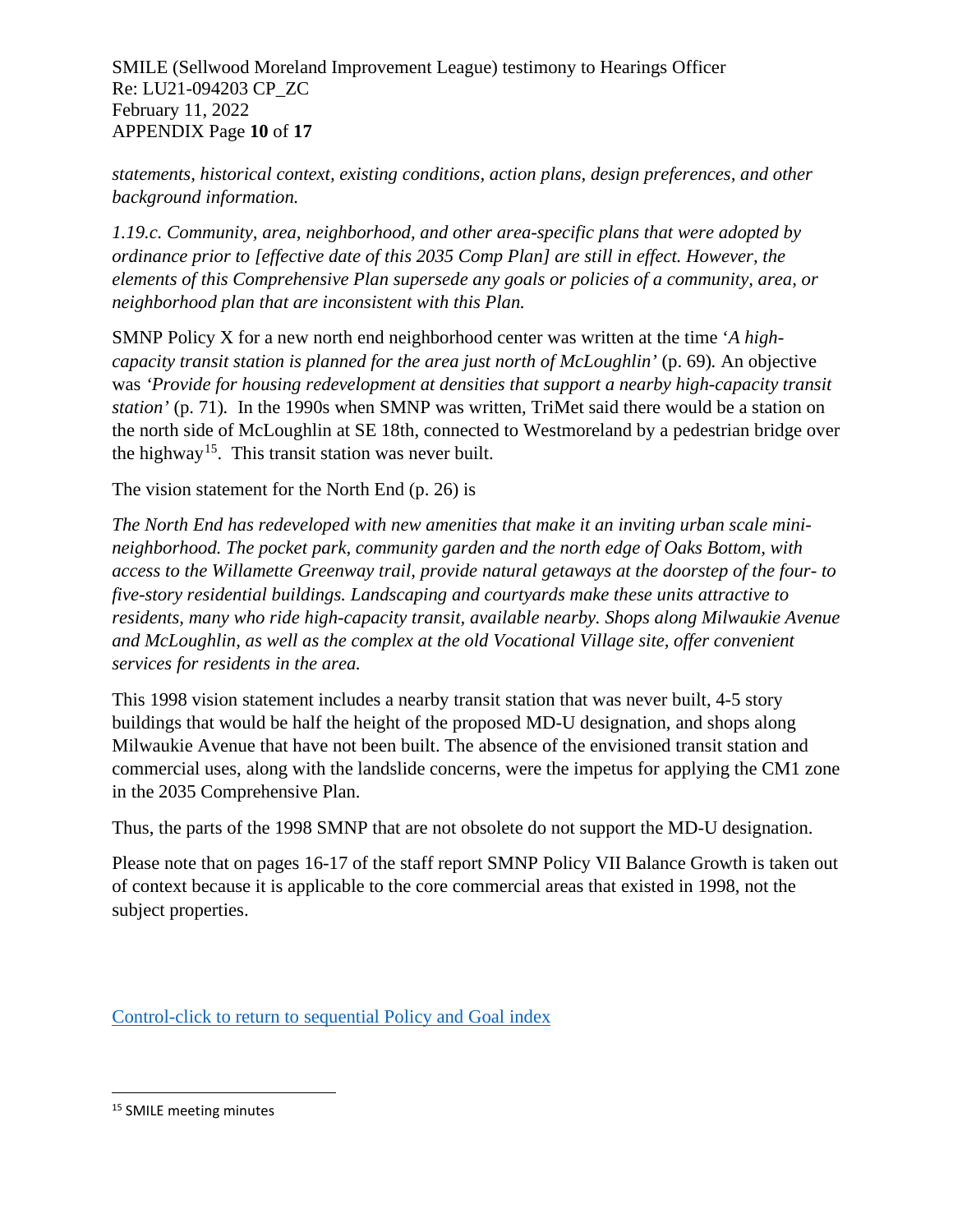*statements, historical context, existing conditions, action plans, design preferences, and other background information.*

*1.19.c. Community, area, neighborhood, and other area-specific plans that were adopted by ordinance prior to [effective date of this 2035 Comp Plan] are still in effect. However, the elements of this Comprehensive Plan supersede any goals or policies of a community, area, or neighborhood plan that are inconsistent with this Plan.*

SMNP Policy X for a new north end neighborhood center was written at the time '*A high-capacity transit station is planned for the area just north of McLoughlin'* (p. 69). An objective was '*Provide for housing redevelopment at densities that support a nearby high-capacity transit station'* (p. 71). In the 1990s when SMNP was written, TriMet said there would be a station on the north side of McLoughlin at SE 18th, connected to Westmoreland by a pedestrian bridge over the highway[15]. This transit station was never built.

The vision statement for the North End (p. 26) is

*The North End has redeveloped with new amenities that make it an inviting urban scale mini-neighborhood. The pocket park, community garden and the north edge of Oaks Bottom, with access to the Willamette Greenway trail, provide natural getaways at the doorstep of the four- to five-story residential buildings. Landscaping and courtyards make these units attractive to residents, many who ride high-capacity transit, available nearby. Shops along Milwaukie Avenue and McLoughlin, as well as the complex at the old Vocational Village site, offer convenient services for residents in the area.*

This 1998 vision statement includes a nearby transit station that was never built, 4-5 story buildings that would be half the height of the proposed MD-U designation, and shops along Milwaukie Avenue that have not been built. The absence of the envisioned transit station and commercial uses, along with the landslide concerns, were the impetus for applying the CM1 zone in the 2035 Comprehensive Plan.

Thus, the parts of the 1998 SMNP that are not obsolete do not support the MD-U designation.

Please note that on pages 16-17 of the staff report SMNP Policy VII Balance Growth is taken out of context because it is applicable to the core commercial areas that existed in 1998, not the subject properties.

Control-click to return to sequential Policy and Goal index

[15] SMILE meeting minutes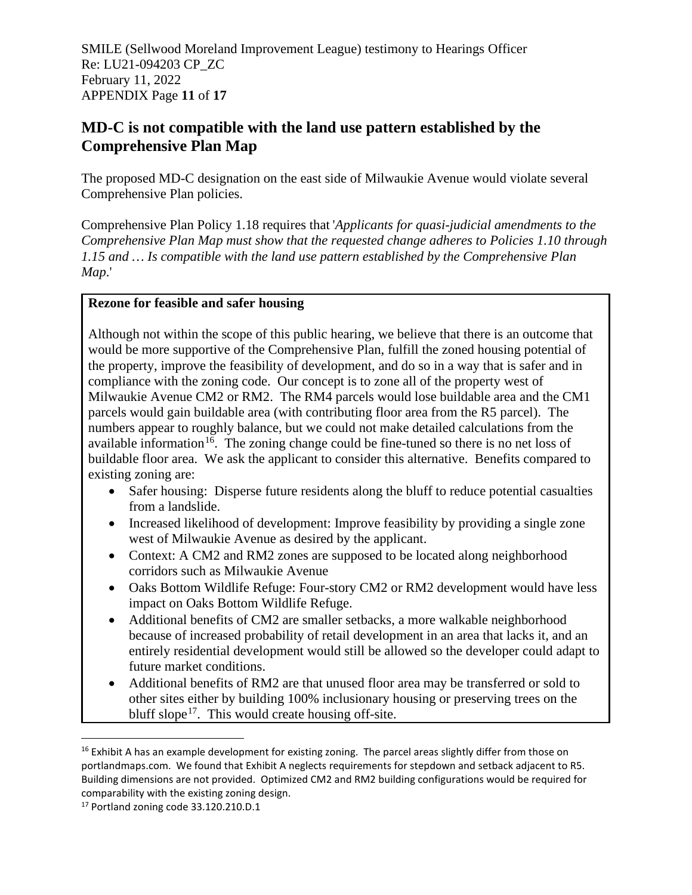## MD-C is not compatible with the land use pattern established by the Comprehensive Plan Map

The proposed MD-C designation on the east side of Milwaukie Avenue would violate several Comprehensive Plan policies.

Comprehensive Plan Policy 1.18 requires that '*Applicants for quasi-judicial amendments to the Comprehensive Plan Map must show that the requested change adheres to Policies 1.10 through 1.15 and … Is compatible with the land use pattern established by the Comprehensive Plan Map*.'

**Rezone for feasible and safer housing**

Although not within the scope of this public hearing, we believe that there is an outcome that would be more supportive of the Comprehensive Plan, fulfill the zoned housing potential of the property, improve the feasibility of development, and do so in a way that is safer and in compliance with the zoning code. Our concept is to zone all of the property west of Milwaukie Avenue CM2 or RM2. The RM4 parcels would lose buildable area and the CM1 parcels would gain buildable area (with contributing floor area from the R5 parcel). The numbers appear to roughly balance, but we could not make detailed calculations from the available information[16]. The zoning change could be fine-tuned so there is no net loss of buildable floor area. We ask the applicant to consider this alternative. Benefits compared to existing zoning are:

- Safer housing: Disperse future residents along the bluff to reduce potential casualties from a landslide.
- Increased likelihood of development: Improve feasibility by providing a single zone west of Milwaukie Avenue as desired by the applicant.
- Context: A CM2 and RM2 zones are supposed to be located along neighborhood corridors such as Milwaukie Avenue
- Oaks Bottom Wildlife Refuge: Four-story CM2 or RM2 development would have less impact on Oaks Bottom Wildlife Refuge.
- Additional benefits of CM2 are smaller setbacks, a more walkable neighborhood because of increased probability of retail development in an area that lacks it, and an entirely residential development would still be allowed so the developer could adapt to future market conditions.
- Additional benefits of RM2 are that unused floor area may be transferred or sold to other sites either by building 100% inclusionary housing or preserving trees on the bluff slope[17]. This would create housing off-site.

---

[16] Exhibit A has an example development for existing zoning. The parcel areas slightly differ from those on portlandmaps.com. We found that Exhibit A neglects requirements for stepdown and setback adjacent to R5. Building dimensions are not provided. Optimized CM2 and RM2 building configurations would be required for comparability with the existing zoning design.

[17] Portland zoning code 33.120.210.D.1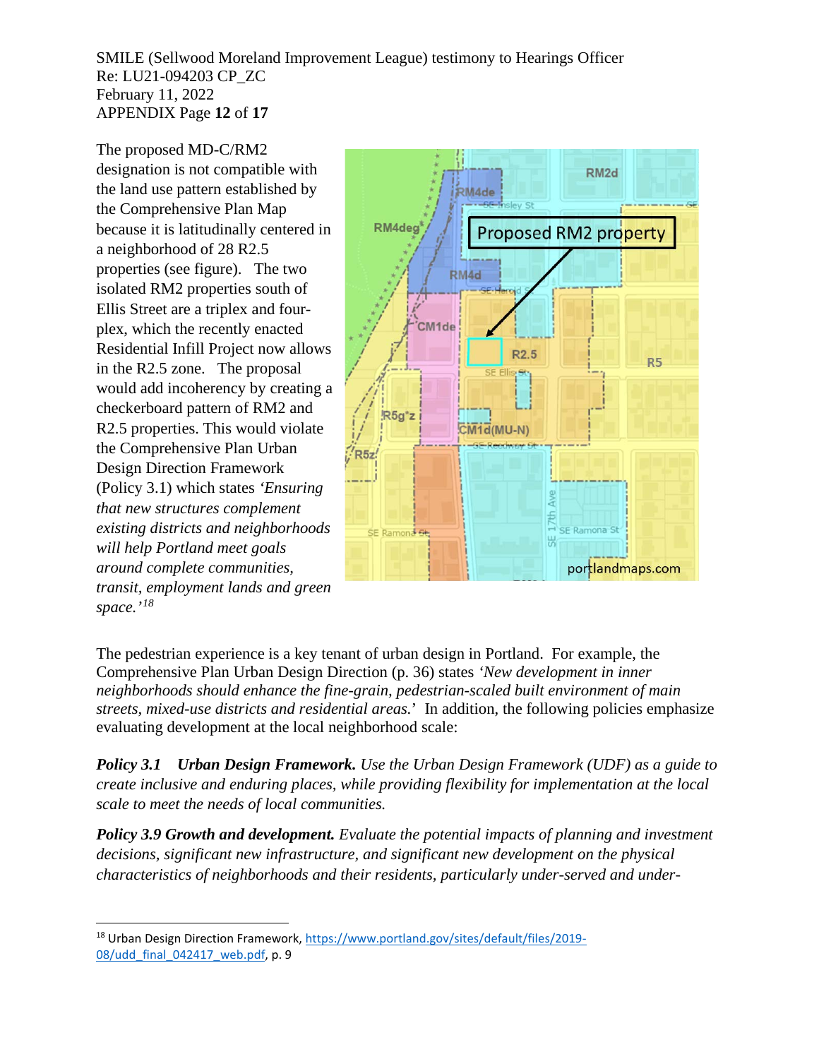The proposed MD-C/RM2 designation is not compatible with the land use pattern established by the Comprehensive Plan Map because it is latitudinally centered in a neighborhood of 28 R2.5 properties (see figure). The two isolated RM2 properties south of Ellis Street are a triplex and four-plex, which the recently enacted Residential Infill Project now allows in the R2.5 zone. The proposal would add incoherency by creating a checkerboard pattern of RM2 and R2.5 properties. This would violate the Comprehensive Plan Urban Design Direction Framework (Policy 3.1) which states *'Ensuring that new structures complement existing districts and neighborhoods will help Portland meet goals around complete communities, transit, employment lands and green space.'*[18]

The pedestrian experience is a key tenant of urban design in Portland. For example, the Comprehensive Plan Urban Design Direction (p. 36) states *'New development in inner neighborhoods should enhance the fine-grain, pedestrian-scaled built environment of main streets, mixed-use districts and residential areas.'* In addition, the following policies emphasize evaluating development at the local neighborhood scale:

***Policy 3.1 Urban Design Framework.*** *Use the Urban Design Framework (UDF) as a guide to create inclusive and enduring places, while providing flexibility for implementation at the local scale to meet the needs of local communities.*

***Policy 3.9 Growth and development.*** *Evaluate the potential impacts of planning and investment decisions, significant new infrastructure, and significant new development on the physical characteristics of neighborhoods and their residents, particularly under-served and under-*

[18] Urban Design Direction Framework, https://www.portland.gov/sites/default/files/2019-08/udd_final_042417_web.pdf, p. 9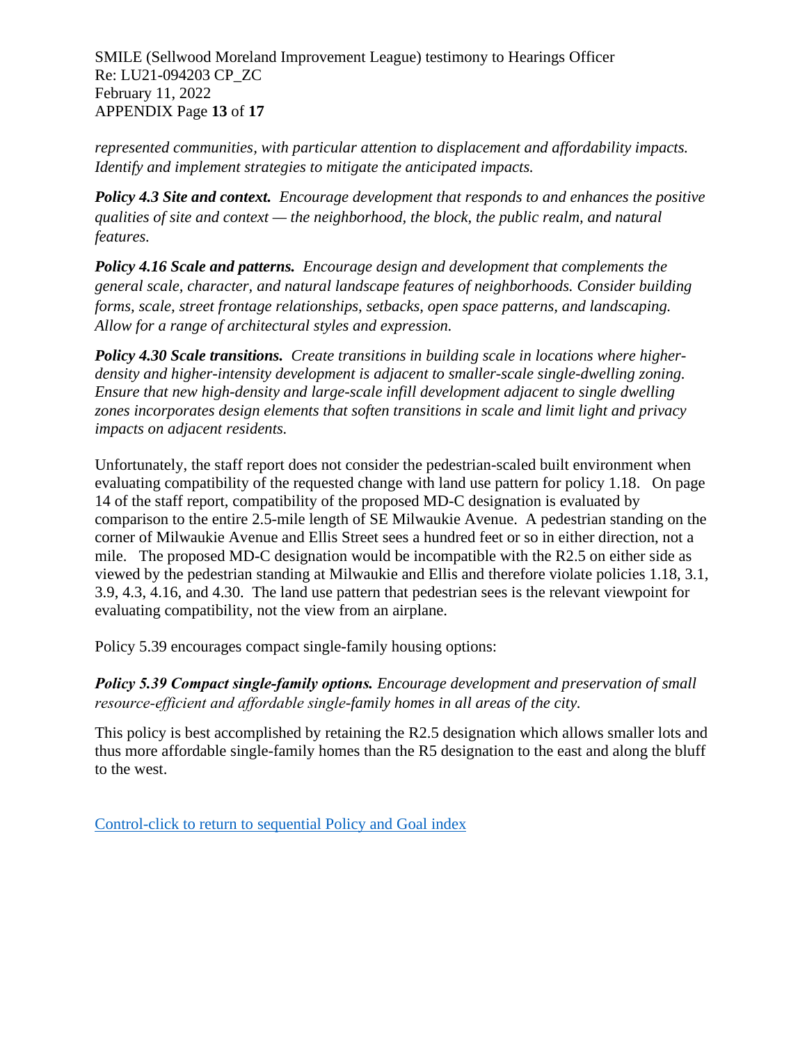*represented communities, with particular attention to displacement and affordability impacts. Identify and implement strategies to mitigate the anticipated impacts.*

***Policy 4.3 Site and context.*** *Encourage development that responds to and enhances the positive qualities of site and context — the neighborhood, the block, the public realm, and natural features.*

***Policy 4.16 Scale and patterns.*** *Encourage design and development that complements the general scale, character, and natural landscape features of neighborhoods. Consider building forms, scale, street frontage relationships, setbacks, open space patterns, and landscaping. Allow for a range of architectural styles and expression.*

***Policy 4.30 Scale transitions.*** *Create transitions in building scale in locations where higher-density and higher-intensity development is adjacent to smaller-scale single-dwelling zoning. Ensure that new high-density and large-scale infill development adjacent to single dwelling zones incorporates design elements that soften transitions in scale and limit light and privacy impacts on adjacent residents.*

Unfortunately, the staff report does not consider the pedestrian-scaled built environment when evaluating compatibility of the requested change with land use pattern for policy 1.18. On page 14 of the staff report, compatibility of the proposed MD-C designation is evaluated by comparison to the entire 2.5-mile length of SE Milwaukie Avenue. A pedestrian standing on the corner of Milwaukie Avenue and Ellis Street sees a hundred feet or so in either direction, not a mile. The proposed MD-C designation would be incompatible with the R2.5 on either side as viewed by the pedestrian standing at Milwaukie and Ellis and therefore violate policies 1.18, 3.1, 3.9, 4.3, 4.16, and 4.30. The land use pattern that pedestrian sees is the relevant viewpoint for evaluating compatibility, not the view from an airplane.

Policy 5.39 encourages compact single-family housing options:

***Policy 5.39 Compact single-family options.*** *Encourage development and preservation of small resource-efficient and affordable single-family homes in all areas of the city.*

This policy is best accomplished by retaining the R2.5 designation which allows smaller lots and thus more affordable single-family homes than the R5 designation to the east and along the bluff to the west.

Control-click to return to sequential Policy and Goal index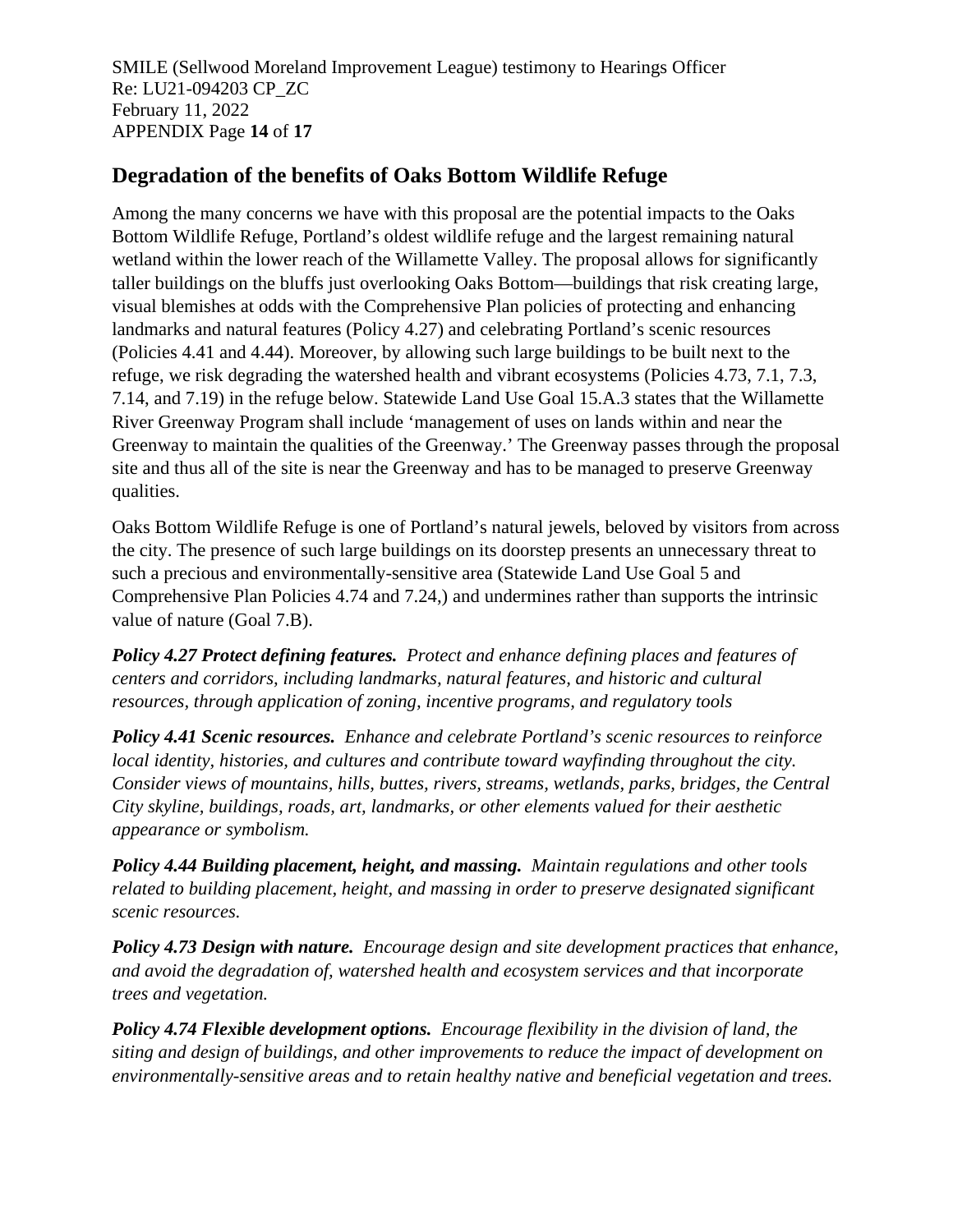## Degradation of the benefits of Oaks Bottom Wildlife Refuge

Among the many concerns we have with this proposal are the potential impacts to the Oaks Bottom Wildlife Refuge, Portland's oldest wildlife refuge and the largest remaining natural wetland within the lower reach of the Willamette Valley. The proposal allows for significantly taller buildings on the bluffs just overlooking Oaks Bottom—buildings that risk creating large, visual blemishes at odds with the Comprehensive Plan policies of protecting and enhancing landmarks and natural features (Policy 4.27) and celebrating Portland's scenic resources (Policies 4.41 and 4.44). Moreover, by allowing such large buildings to be built next to the refuge, we risk degrading the watershed health and vibrant ecosystems (Policies 4.73, 7.1, 7.3, 7.14, and 7.19) in the refuge below. Statewide Land Use Goal 15.A.3 states that the Willamette River Greenway Program shall include 'management of uses on lands within and near the Greenway to maintain the qualities of the Greenway.' The Greenway passes through the proposal site and thus all of the site is near the Greenway and has to be managed to preserve Greenway qualities.

Oaks Bottom Wildlife Refuge is one of Portland's natural jewels, beloved by visitors from across the city. The presence of such large buildings on its doorstep presents an unnecessary threat to such a precious and environmentally-sensitive area (Statewide Land Use Goal 5 and Comprehensive Plan Policies 4.74 and 7.24,) and undermines rather than supports the intrinsic value of nature (Goal 7.B).

***Policy 4.27 Protect defining features.*** *Protect and enhance defining places and features of centers and corridors, including landmarks, natural features, and historic and cultural resources, through application of zoning, incentive programs, and regulatory tools*

***Policy 4.41 Scenic resources.*** *Enhance and celebrate Portland's scenic resources to reinforce local identity, histories, and cultures and contribute toward wayfinding throughout the city. Consider views of mountains, hills, buttes, rivers, streams, wetlands, parks, bridges, the Central City skyline, buildings, roads, art, landmarks, or other elements valued for their aesthetic appearance or symbolism.*

***Policy 4.44 Building placement, height, and massing.*** *Maintain regulations and other tools related to building placement, height, and massing in order to preserve designated significant scenic resources.*

***Policy 4.73 Design with nature.*** *Encourage design and site development practices that enhance, and avoid the degradation of, watershed health and ecosystem services and that incorporate trees and vegetation.*

***Policy 4.74 Flexible development options.*** *Encourage flexibility in the division of land, the siting and design of buildings, and other improvements to reduce the impact of development on environmentally-sensitive areas and to retain healthy native and beneficial vegetation and trees.*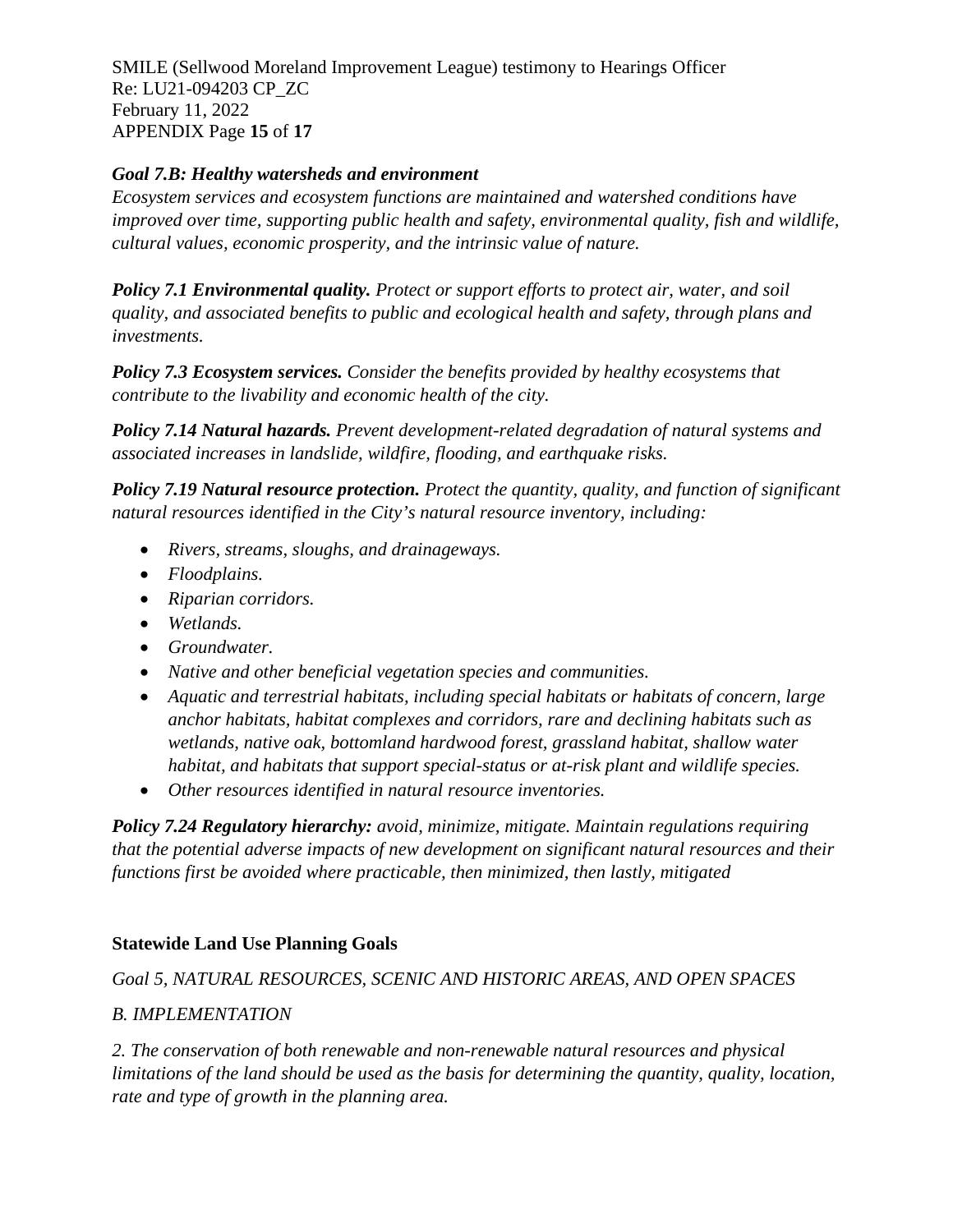***Goal 7.B: Healthy watersheds and environment***
*Ecosystem services and ecosystem functions are maintained and watershed conditions have improved over time, supporting public health and safety, environmental quality, fish and wildlife, cultural values, economic prosperity, and the intrinsic value of nature.*

***Policy 7.1 Environmental quality.*** *Protect or support efforts to protect air, water, and soil quality, and associated benefits to public and ecological health and safety, through plans and investments.*

***Policy 7.3 Ecosystem services.*** *Consider the benefits provided by healthy ecosystems that contribute to the livability and economic health of the city.*

***Policy 7.14 Natural hazards.*** *Prevent development-related degradation of natural systems and associated increases in landslide, wildfire, flooding, and earthquake risks.*

***Policy 7.19 Natural resource protection.*** *Protect the quantity, quality, and function of significant natural resources identified in the City's natural resource inventory, including:*

- *Rivers, streams, sloughs, and drainageways.*
- *Floodplains.*
- *Riparian corridors.*
- *Wetlands.*
- *Groundwater.*
- *Native and other beneficial vegetation species and communities.*
- *Aquatic and terrestrial habitats, including special habitats or habitats of concern, large anchor habitats, habitat complexes and corridors, rare and declining habitats such as wetlands, native oak, bottomland hardwood forest, grassland habitat, shallow water habitat, and habitats that support special-status or at-risk plant and wildlife species.*
- *Other resources identified in natural resource inventories.*

***Policy 7.24 Regulatory hierarchy:*** *avoid, minimize, mitigate. Maintain regulations requiring that the potential adverse impacts of new development on significant natural resources and their functions first be avoided where practicable, then minimized, then lastly, mitigated*

**Statewide Land Use Planning Goals**

*Goal 5, NATURAL RESOURCES, SCENIC AND HISTORIC AREAS, AND OPEN SPACES*

*B. IMPLEMENTATION*

*2. The conservation of both renewable and non-renewable natural resources and physical limitations of the land should be used as the basis for determining the quantity, quality, location, rate and type of growth in the planning area.*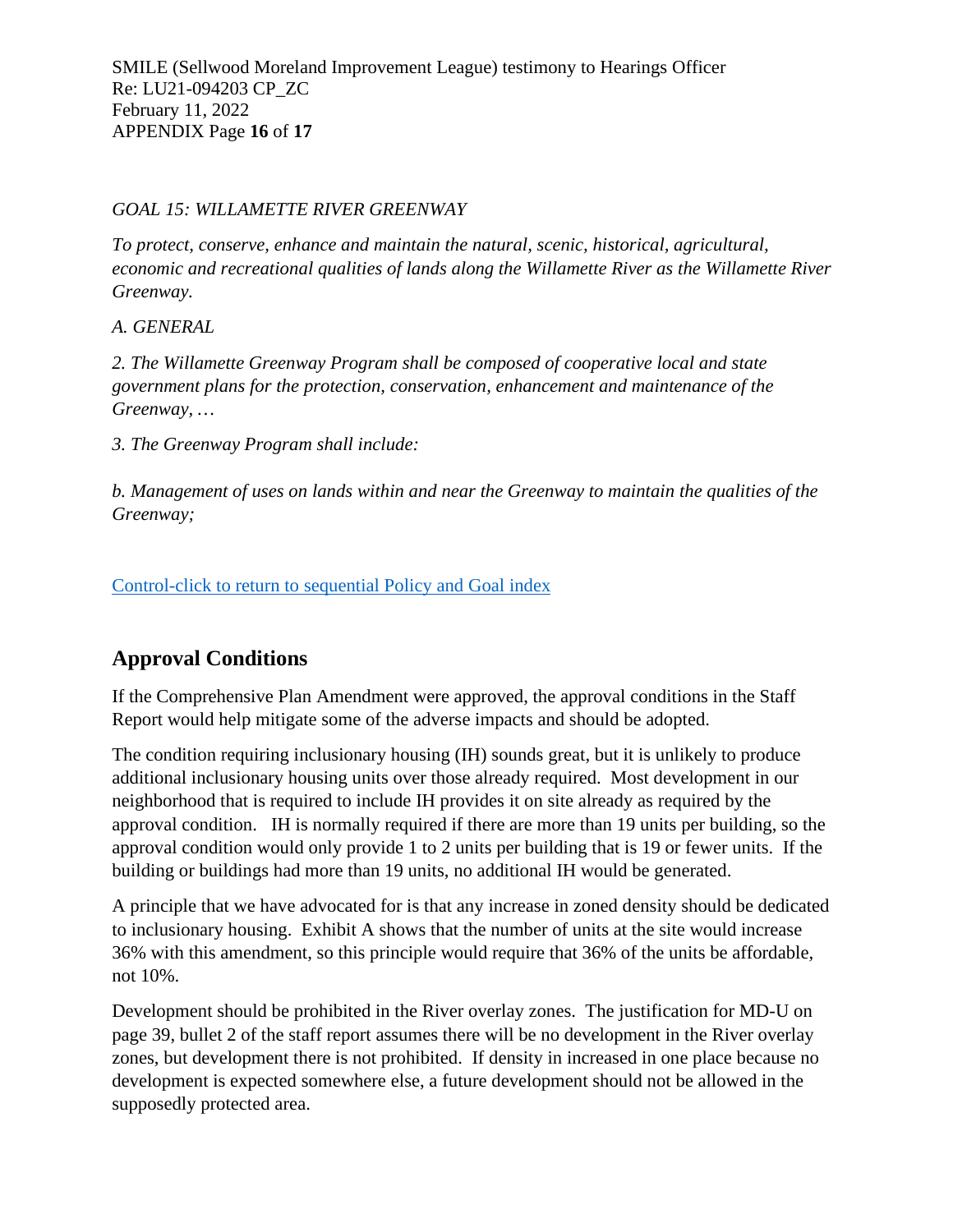*GOAL 15: WILLAMETTE RIVER GREENWAY*

*To protect, conserve, enhance and maintain the natural, scenic, historical, agricultural, economic and recreational qualities of lands along the Willamette River as the Willamette River Greenway.*

*A. GENERAL*

*2. The Willamette Greenway Program shall be composed of cooperative local and state government plans for the protection, conservation, enhancement and maintenance of the Greenway, …*

*3. The Greenway Program shall include:*

*b. Management of uses on lands within and near the Greenway to maintain the qualities of the Greenway;*

Control-click to return to sequential Policy and Goal index

## Approval Conditions

If the Comprehensive Plan Amendment were approved, the approval conditions in the Staff Report would help mitigate some of the adverse impacts and should be adopted.

The condition requiring inclusionary housing (IH) sounds great, but it is unlikely to produce additional inclusionary housing units over those already required. Most development in our neighborhood that is required to include IH provides it on site already as required by the approval condition. IH is normally required if there are more than 19 units per building, so the approval condition would only provide 1 to 2 units per building that is 19 or fewer units. If the building or buildings had more than 19 units, no additional IH would be generated.

A principle that we have advocated for is that any increase in zoned density should be dedicated to inclusionary housing. Exhibit A shows that the number of units at the site would increase 36% with this amendment, so this principle would require that 36% of the units be affordable, not 10%.

Development should be prohibited in the River overlay zones. The justification for MD-U on page 39, bullet 2 of the staff report assumes there will be no development in the River overlay zones, but development there is not prohibited. If density in increased in one place because no development is expected somewhere else, a future development should not be allowed in the supposedly protected area.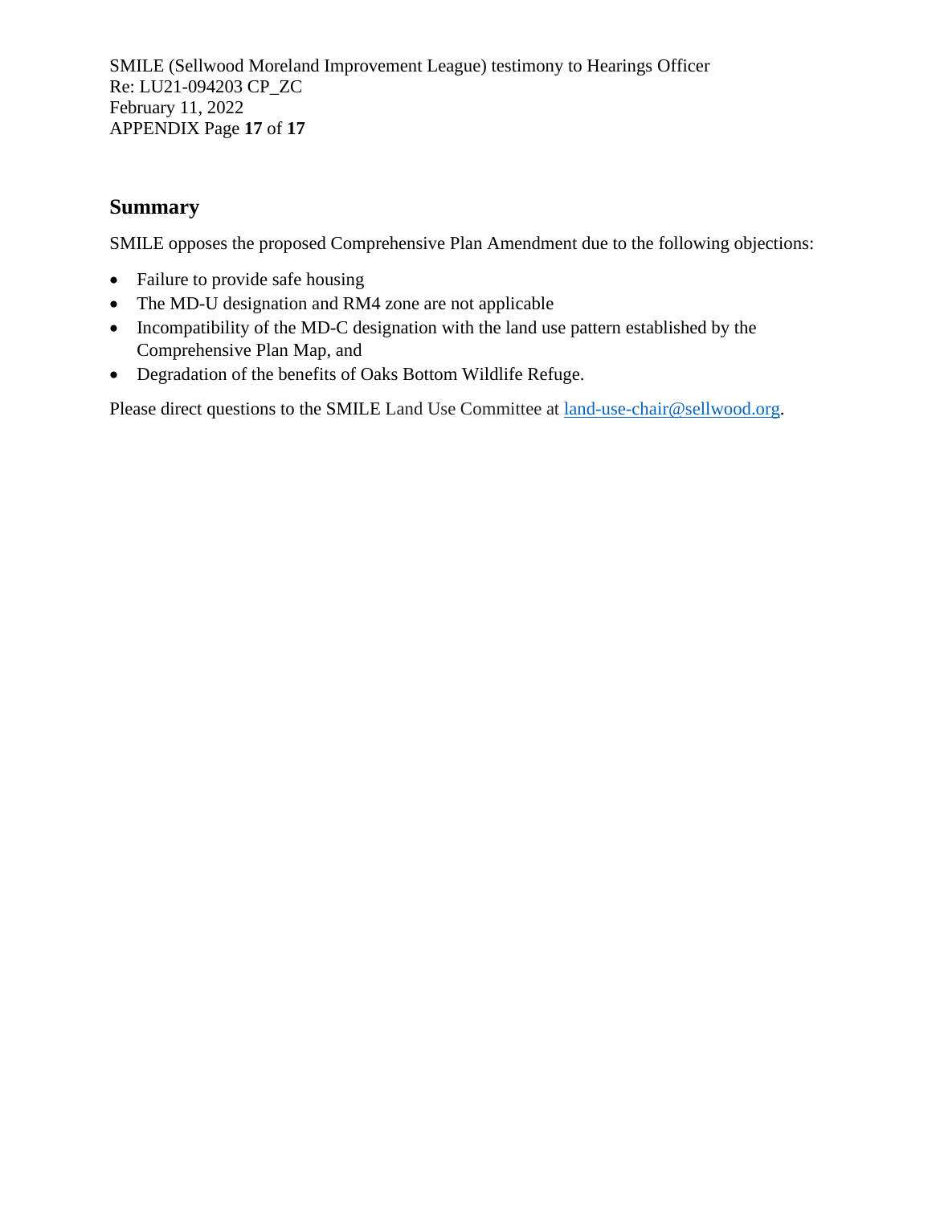## Summary

SMILE opposes the proposed Comprehensive Plan Amendment due to the following objections:

- Failure to provide safe housing
- The MD-U designation and RM4 zone are not applicable
- Incompatibility of the MD-C designation with the land use pattern established by the Comprehensive Plan Map, and
- Degradation of the benefits of Oaks Bottom Wildlife Refuge.

Please direct questions to the SMILE Land Use Committee at land-use-chair@sellwood.org.